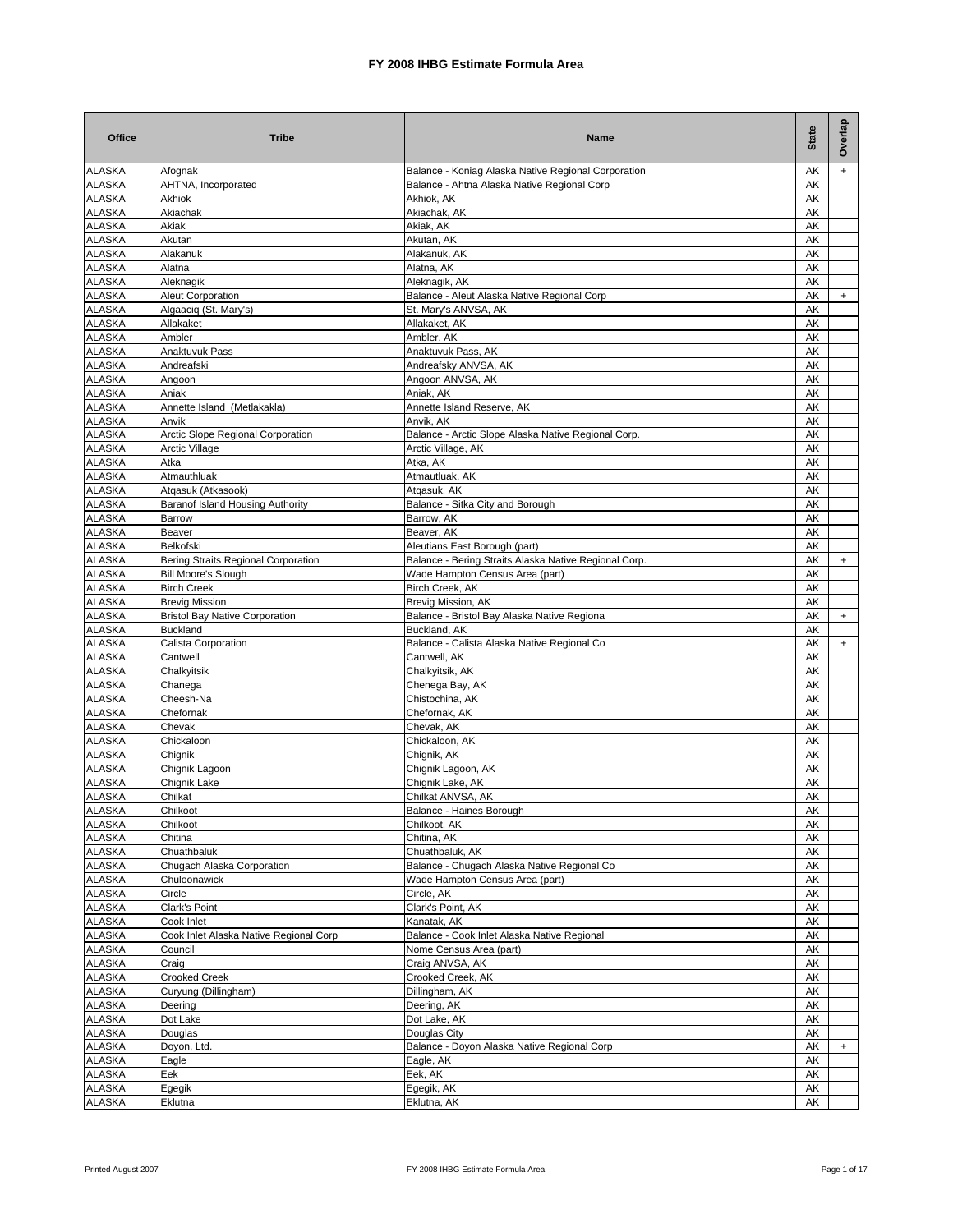# FY 2008 IHBG Estimate Formula Area

| Office | Tribe | Name | State | Overlap |
|---|---|---|---|---|
| ALASKA | Afognak | Balance - Koniag Alaska Native Regional Corporation | AK | + |
| ALASKA | AHTNA, Incorporated | Balance - Ahtna Alaska Native Regional Corp | AK | |
| ALASKA | Akhiok | Akhiok, AK | AK | |
| ALASKA | Akiachak | Akiachak, AK | AK | |
| ALASKA | Akiak | Akiak, AK | AK | |
| ALASKA | Akutan | Akutan, AK | AK | |
| ALASKA | Alakanuk | Alakanuk, AK | AK | |
| ALASKA | Alatna | Alatna, AK | AK | |
| ALASKA | Aleknagik | Aleknagik, AK | AK | |
| ALASKA | Aleut Corporation | Balance - Aleut Alaska Native Regional Corp | AK | + |
| ALASKA | Algaaciq (St. Mary's) | St. Mary's ANVSA, AK | AK | |
| ALASKA | Allakaket | Allakaket, AK | AK | |
| ALASKA | Ambler | Ambler, AK | AK | |
| ALASKA | Anaktuvuk Pass | Anaktuvuk Pass, AK | AK | |
| ALASKA | Andreafski | Andreafsky ANVSA, AK | AK | |
| ALASKA | Angoon | Angoon ANVSA, AK | AK | |
| ALASKA | Aniak | Aniak, AK | AK | |
| ALASKA | Annette Island (Metlakakla) | Annette Island Reserve, AK | AK | |
| ALASKA | Anvik | Anvik, AK | AK | |
| ALASKA | Arctic Slope Regional Corporation | Balance - Arctic Slope Alaska Native Regional Corp. | AK | |
| ALASKA | Arctic Village | Arctic Village, AK | AK | |
| ALASKA | Atka | Atka, AK | AK | |
| ALASKA | Atmauthluak | Atmautluak, AK | AK | |
| ALASKA | Atqasuk (Atkasook) | Atqasuk, AK | AK | |
| ALASKA | Baranof Island Housing Authority | Balance - Sitka City and Borough | AK | |
| ALASKA | Barrow | Barrow, AK | AK | |
| ALASKA | Beaver | Beaver, AK | AK | |
| ALASKA | Belkofski | Aleutians East Borough (part) | AK | |
| ALASKA | Bering Straits Regional Corporation | Balance - Bering Straits Alaska Native Regional Corp. | AK | + |
| ALASKA | Bill Moore's Slough | Wade Hampton Census Area (part) | AK | |
| ALASKA | Birch Creek | Birch Creek, AK | AK | |
| ALASKA | Brevig Mission | Brevig Mission, AK | AK | |
| ALASKA | Bristol Bay Native Corporation | Balance - Bristol Bay Alaska Native Regiona | AK | + |
| ALASKA | Buckland | Buckland, AK | AK | |
| ALASKA | Calista Corporation | Balance - Calista Alaska Native Regional Co | AK | + |
| ALASKA | Cantwell | Cantwell, AK | AK | |
| ALASKA | Chalkyitsik | Chalkyitsik, AK | AK | |
| ALASKA | Chanega | Chenega Bay, AK | AK | |
| ALASKA | Cheesh-Na | Chistochina, AK | AK | |
| ALASKA | Chefornak | Chefornak, AK | AK | |
| ALASKA | Chevak | Chevak, AK | AK | |
| ALASKA | Chickaloon | Chickaloon, AK | AK | |
| ALASKA | Chignik | Chignik, AK | AK | |
| ALASKA | Chignik Lagoon | Chignik Lagoon, AK | AK | |
| ALASKA | Chignik Lake | Chignik Lake, AK | AK | |
| ALASKA | Chilkat | Chilkat ANVSA, AK | AK | |
| ALASKA | Chilkoot | Balance - Haines Borough | AK | |
| ALASKA | Chilkoot | Chilkoot, AK | AK | |
| ALASKA | Chitina | Chitina, AK | AK | |
| ALASKA | Chuathbaluk | Chuathbaluk, AK | AK | |
| ALASKA | Chugach Alaska Corporation | Balance - Chugach Alaska Native Regional Co | AK | |
| ALASKA | Chuloonawick | Wade Hampton Census Area (part) | AK | |
| ALASKA | Circle | Circle, AK | AK | |
| ALASKA | Clark's Point | Clark's Point, AK | AK | |
| ALASKA | Cook Inlet | Kanatak, AK | AK | |
| ALASKA | Cook Inlet Alaska Native Regional Corp | Balance - Cook Inlet Alaska Native Regional | AK | |
| ALASKA | Council | Nome Census Area (part) | AK | |
| ALASKA | Craig | Craig ANVSA, AK | AK | |
| ALASKA | Crooked Creek | Crooked Creek, AK | AK | |
| ALASKA | Curyung (Dillingham) | Dillingham, AK | AK | |
| ALASKA | Deering | Deering, AK | AK | |
| ALASKA | Dot Lake | Dot Lake, AK | AK | |
| ALASKA | Douglas | Douglas City | AK | |
| ALASKA | Doyon, Ltd. | Balance - Doyon Alaska Native Regional Corp | AK | + |
| ALASKA | Eagle | Eagle, AK | AK | |
| ALASKA | Eek | Eek, AK | AK | |
| ALASKA | Egegik | Egegik, AK | AK | |
| ALASKA | Eklutna | Eklutna, AK | AK | |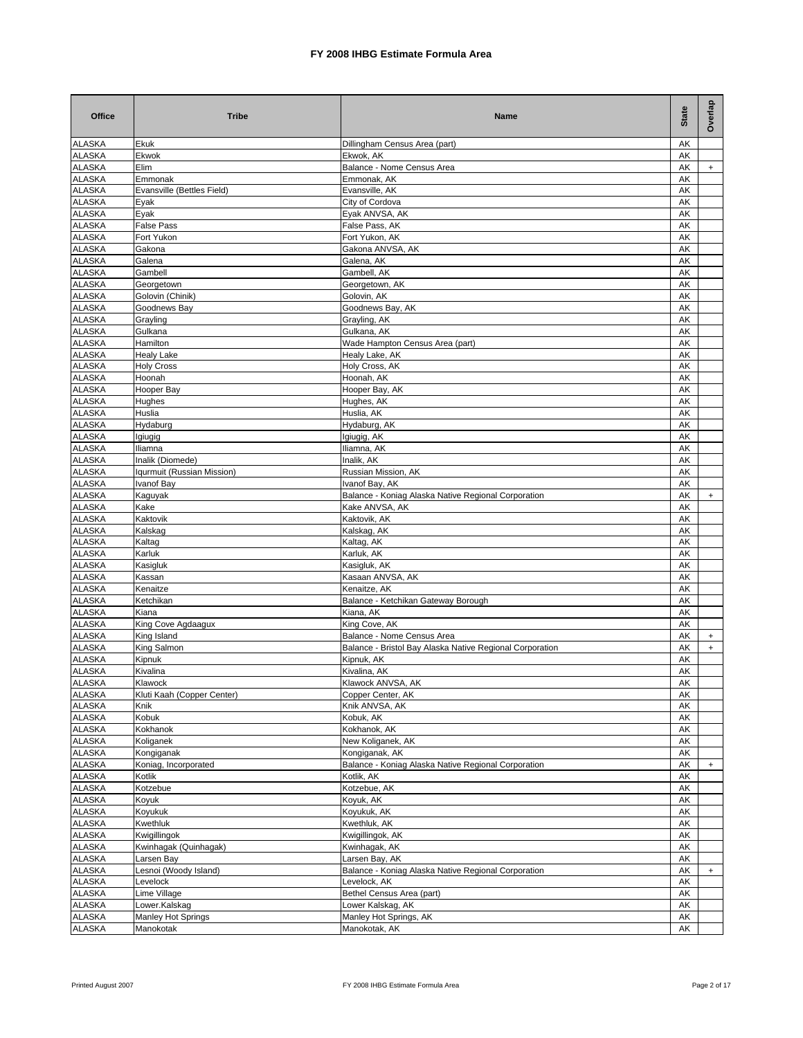# FY 2008 IHBG Estimate Formula Area

| Office | Tribe | Name | State | Overlap |
|---|---|---|---|---|
| ALASKA | Ekuk | Dillingham Census Area (part) | AK | |
| ALASKA | Ekwok | Ekwok, AK | AK | |
| ALASKA | Elim | Balance - Nome Census Area | AK | + |
| ALASKA | Emmonak | Emmonak, AK | AK | |
| ALASKA | Evansville (Bettles Field) | Evansville, AK | AK | |
| ALASKA | Eyak | City of Cordova | AK | |
| ALASKA | Eyak | Eyak ANVSA, AK | AK | |
| ALASKA | False Pass | False Pass, AK | AK | |
| ALASKA | Fort Yukon | Fort Yukon, AK | AK | |
| ALASKA | Gakona | Gakona ANVSA, AK | AK | |
| ALASKA | Galena | Galena, AK | AK | |
| ALASKA | Gambell | Gambell, AK | AK | |
| ALASKA | Georgetown | Georgetown, AK | AK | |
| ALASKA | Golovin (Chinik) | Golovin, AK | AK | |
| ALASKA | Goodnews Bay | Goodnews Bay, AK | AK | |
| ALASKA | Grayling | Grayling, AK | AK | |
| ALASKA | Gulkana | Gulkana, AK | AK | |
| ALASKA | Hamilton | Wade Hampton Census Area (part) | AK | |
| ALASKA | Healy Lake | Healy Lake, AK | AK | |
| ALASKA | Holy Cross | Holy Cross, AK | AK | |
| ALASKA | Hoonah | Hoonah, AK | AK | |
| ALASKA | Hooper Bay | Hooper Bay, AK | AK | |
| ALASKA | Hughes | Hughes, AK | AK | |
| ALASKA | Huslia | Huslia, AK | AK | |
| ALASKA | Hydaburg | Hydaburg, AK | AK | |
| ALASKA | Igiugig | Igiugig, AK | AK | |
| ALASKA | Iliamna | Iliamna, AK | AK | |
| ALASKA | Inalik (Diomede) | Inalik, AK | AK | |
| ALASKA | Iqurmuit (Russian Mission) | Russian Mission, AK | AK | |
| ALASKA | Ivanof Bay | Ivanof Bay, AK | AK | |
| ALASKA | Kaguyak | Balance - Koniag Alaska Native Regional Corporation | AK | + |
| ALASKA | Kake | Kake ANVSA, AK | AK | |
| ALASKA | Kaktovik | Kaktovik, AK | AK | |
| ALASKA | Kalskag | Kalskag, AK | AK | |
| ALASKA | Kaltag | Kaltag, AK | AK | |
| ALASKA | Karluk | Karluk, AK | AK | |
| ALASKA | Kasigluk | Kasigluk, AK | AK | |
| ALASKA | Kassan | Kasaan ANVSA, AK | AK | |
| ALASKA | Kenaitze | Kenaitze, AK | AK | |
| ALASKA | Ketchikan | Balance - Ketchikan Gateway Borough | AK | |
| ALASKA | Kiana | Kiana, AK | AK | |
| ALASKA | King Cove Agdaagux | King Cove, AK | AK | |
| ALASKA | King Island | Balance - Nome Census Area | AK | + |
| ALASKA | King Salmon | Balance - Bristol Bay Alaska Native Regional Corporation | AK | + |
| ALASKA | Kipnuk | Kipnuk, AK | AK | |
| ALASKA | Kivalina | Kivalina, AK | AK | |
| ALASKA | Klawock | Klawock ANVSA, AK | AK | |
| ALASKA | Kluti Kaah (Copper Center) | Copper Center, AK | AK | |
| ALASKA | Knik | Knik ANVSA, AK | AK | |
| ALASKA | Kobuk | Kobuk, AK | AK | |
| ALASKA | Kokhanok | Kokhanok, AK | AK | |
| ALASKA | Koliganek | New Koliganek, AK | AK | |
| ALASKA | Kongiganak | Kongiganak, AK | AK | |
| ALASKA | Koniag, Incorporated | Balance - Koniag Alaska Native Regional Corporation | AK | + |
| ALASKA | Kotlik | Kotlik, AK | AK | |
| ALASKA | Kotzebue | Kotzebue, AK | AK | |
| ALASKA | Koyuk | Koyuk, AK | AK | |
| ALASKA | Koyukuk | Koyukuk, AK | AK | |
| ALASKA | Kwethluk | Kwethluk, AK | AK | |
| ALASKA | Kwigillingok | Kwigillingok, AK | AK | |
| ALASKA | Kwinhagak (Quinhagak) | Kwinhagak, AK | AK | |
| ALASKA | Larsen Bay | Larsen Bay, AK | AK | |
| ALASKA | Lesnoi (Woody Island) | Balance - Koniag Alaska Native Regional Corporation | AK | + |
| ALASKA | Levelock | Levelock, AK | AK | |
| ALASKA | Lime Village | Bethel Census Area (part) | AK | |
| ALASKA | Lower.Kalskag | Lower Kalskag, AK | AK | |
| ALASKA | Manley Hot Springs | Manley Hot Springs, AK | AK | |
| ALASKA | Manokotak | Manokotak, AK | AK | |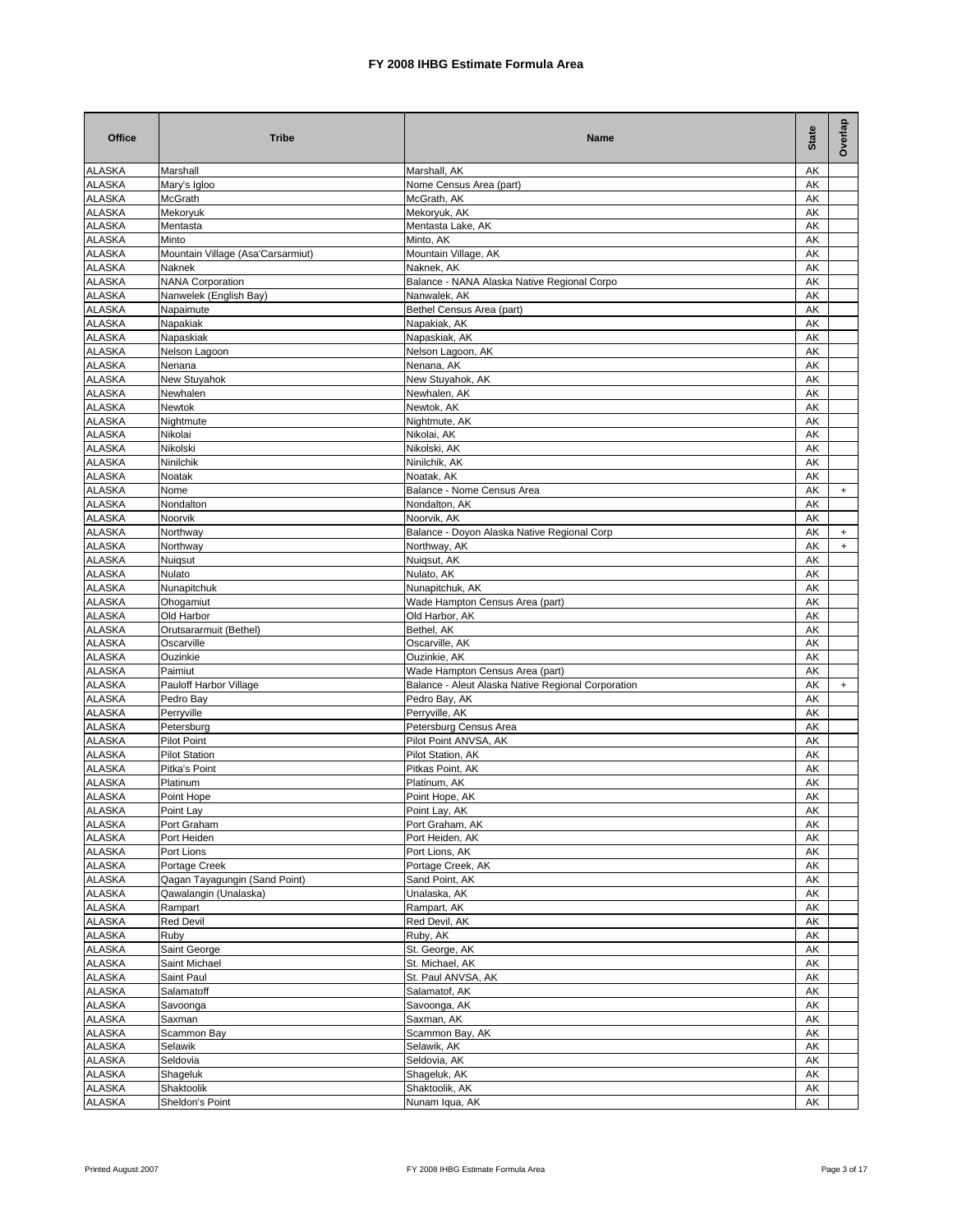# FY 2008 IHBG Estimate Formula Area

| Office | Tribe | Name | State | Overlap |
|---|---|---|---|---|
| ALASKA | Marshall | Marshall, AK | AK | |
| ALASKA | Mary's Igloo | Nome Census Area (part) | AK | |
| ALASKA | McGrath | McGrath, AK | AK | |
| ALASKA | Mekoryuk | Mekoryuk, AK | AK | |
| ALASKA | Mentasta | Mentasta Lake, AK | AK | |
| ALASKA | Minto | Minto, AK | AK | |
| ALASKA | Mountain Village (Asa'Carsarmiut) | Mountain Village, AK | AK | |
| ALASKA | Naknek | Naknek, AK | AK | |
| ALASKA | NANA Corporation | Balance - NANA Alaska Native Regional Corpo | AK | |
| ALASKA | Nanwelek (English Bay) | Nanwalek, AK | AK | |
| ALASKA | Napaimute | Bethel Census Area (part) | AK | |
| ALASKA | Napakiak | Napakiak, AK | AK | |
| ALASKA | Napaskiak | Napaskiak, AK | AK | |
| ALASKA | Nelson Lagoon | Nelson Lagoon, AK | AK | |
| ALASKA | Nenana | Nenana, AK | AK | |
| ALASKA | New Stuyahok | New Stuyahok, AK | AK | |
| ALASKA | Newhalen | Newhalen, AK | AK | |
| ALASKA | Newtok | Newtok, AK | AK | |
| ALASKA | Nightmute | Nightmute, AK | AK | |
| ALASKA | Nikolai | Nikolai, AK | AK | |
| ALASKA | Nikolski | Nikolski, AK | AK | |
| ALASKA | Ninilchik | Ninilchik, AK | AK | |
| ALASKA | Noatak | Noatak, AK | AK | |
| ALASKA | Nome | Balance - Nome Census Area | AK | + |
| ALASKA | Nondalton | Nondalton, AK | AK | |
| ALASKA | Noorvik | Noorvik, AK | AK | |
| ALASKA | Northway | Balance - Doyon Alaska Native Regional Corp | AK | + |
| ALASKA | Northway | Northway, AK | AK | + |
| ALASKA | Nuiqsut | Nuiqsut, AK | AK | |
| ALASKA | Nulato | Nulato, AK | AK | |
| ALASKA | Nunapitchuk | Nunapitchuk, AK | AK | |
| ALASKA | Ohogamiut | Wade Hampton Census Area (part) | AK | |
| ALASKA | Old Harbor | Old Harbor, AK | AK | |
| ALASKA | Orutsararmuit (Bethel) | Bethel, AK | AK | |
| ALASKA | Oscarville | Oscarville, AK | AK | |
| ALASKA | Ouzinkie | Ouzinkie, AK | AK | |
| ALASKA | Paimiut | Wade Hampton Census Area (part) | AK | |
| ALASKA | Pauloff Harbor Village | Balance - Aleut Alaska Native Regional Corporation | AK | + |
| ALASKA | Pedro Bay | Pedro Bay, AK | AK | |
| ALASKA | Perryville | Perryville, AK | AK | |
| ALASKA | Petersburg | Petersburg Census Area | AK | |
| ALASKA | Pilot Point | Pilot Point ANVSA, AK | AK | |
| ALASKA | Pilot Station | Pilot Station, AK | AK | |
| ALASKA | Pitka's Point | Pitkas Point, AK | AK | |
| ALASKA | Platinum | Platinum, AK | AK | |
| ALASKA | Point Hope | Point Hope, AK | AK | |
| ALASKA | Point Lay | Point Lay, AK | AK | |
| ALASKA | Port Graham | Port Graham, AK | AK | |
| ALASKA | Port Heiden | Port Heiden, AK | AK | |
| ALASKA | Port Lions | Port Lions, AK | AK | |
| ALASKA | Portage Creek | Portage Creek, AK | AK | |
| ALASKA | Qagan Tayagungin (Sand Point) | Sand Point, AK | AK | |
| ALASKA | Qawalangin (Unalaska) | Unalaska, AK | AK | |
| ALASKA | Rampart | Rampart, AK | AK | |
| ALASKA | Red Devil | Red Devil, AK | AK | |
| ALASKA | Ruby | Ruby, AK | AK | |
| ALASKA | Saint George | St. George, AK | AK | |
| ALASKA | Saint Michael | St. Michael, AK | AK | |
| ALASKA | Saint Paul | St. Paul ANVSA, AK | AK | |
| ALASKA | Salamatoff | Salamatof, AK | AK | |
| ALASKA | Savoonga | Savoonga, AK | AK | |
| ALASKA | Saxman | Saxman, AK | AK | |
| ALASKA | Scammon Bay | Scammon Bay, AK | AK | |
| ALASKA | Selawik | Selawik, AK | AK | |
| ALASKA | Seldovia | Seldovia, AK | AK | |
| ALASKA | Shageluk | Shageluk, AK | AK | |
| ALASKA | Shaktoolik | Shaktoolik, AK | AK | |
| ALASKA | Sheldon's Point | Nunam Iqua, AK | AK | |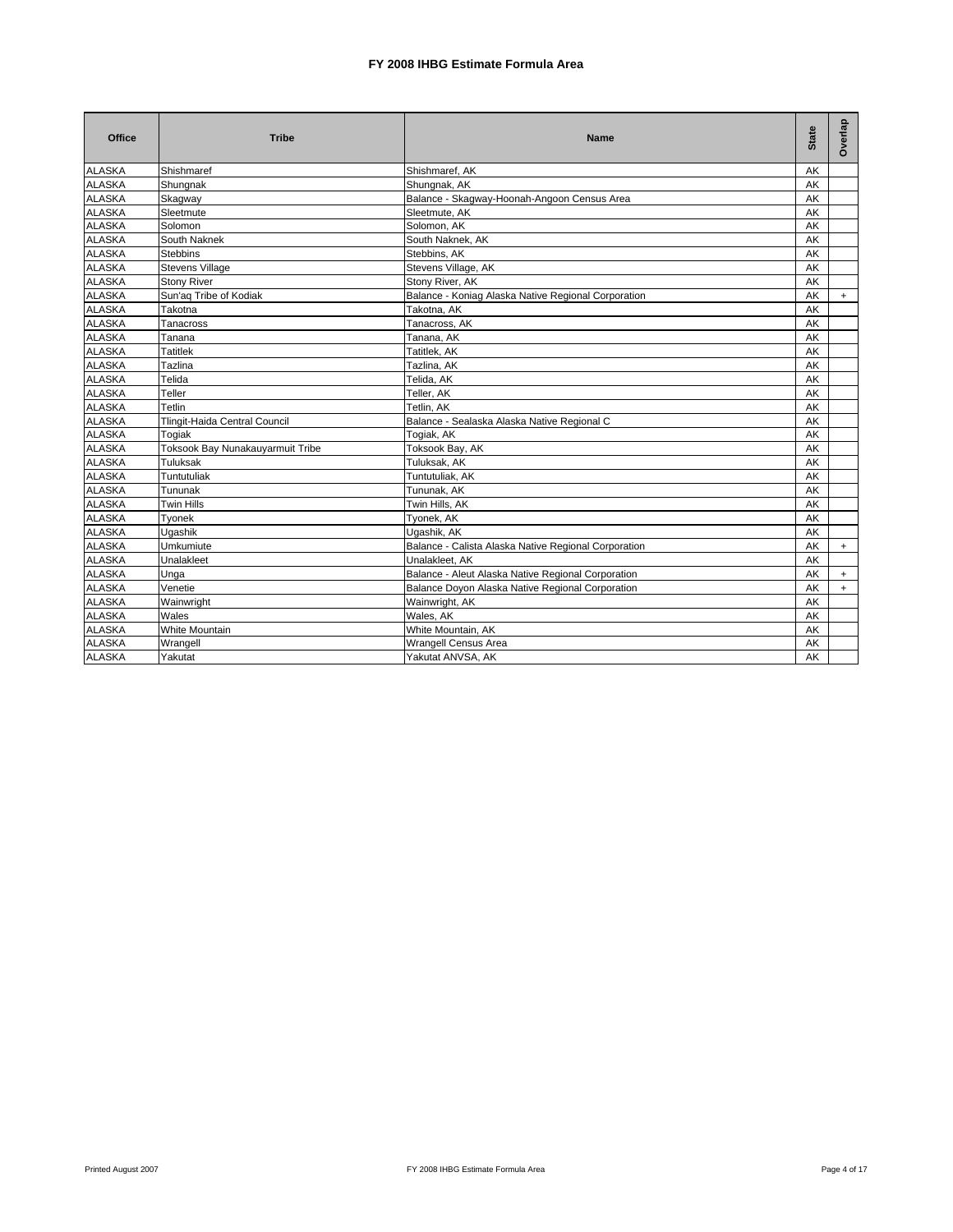# FY 2008 IHBG Estimate Formula Area

| Office | Tribe | Name | State | Overlap |
|---|---|---|---|---|
| ALASKA | Shishmaref | Shishmaref, AK | AK | |
| ALASKA | Shungnak | Shungnak, AK | AK | |
| ALASKA | Skagway | Balance - Skagway-Hoonah-Angoon Census Area | AK | |
| ALASKA | Sleetmute | Sleetmute, AK | AK | |
| ALASKA | Solomon | Solomon, AK | AK | |
| ALASKA | South Naknek | South Naknek, AK | AK | |
| ALASKA | Stebbins | Stebbins, AK | AK | |
| ALASKA | Stevens Village | Stevens Village, AK | AK | |
| ALASKA | Stony River | Stony River, AK | AK | |
| ALASKA | Sun'aq Tribe of Kodiak | Balance - Koniag Alaska Native Regional Corporation | AK | + |
| ALASKA | Takotna | Takotna, AK | AK | |
| ALASKA | Tanacross | Tanacross, AK | AK | |
| ALASKA | Tanana | Tanana, AK | AK | |
| ALASKA | Tatitlek | Tatitlek, AK | AK | |
| ALASKA | Tazlina | Tazlina, AK | AK | |
| ALASKA | Telida | Telida, AK | AK | |
| ALASKA | Teller | Teller, AK | AK | |
| ALASKA | Tetlin | Tetlin, AK | AK | |
| ALASKA | Tlingit-Haida Central Council | Balance - Sealaska Alaska Native Regional C | AK | |
| ALASKA | Togiak | Togiak, AK | AK | |
| ALASKA | Toksook Bay Nunakauyarmuit Tribe | Toksook Bay, AK | AK | |
| ALASKA | Tuluksak | Tuluksak, AK | AK | |
| ALASKA | Tuntutuliak | Tuntutuliak, AK | AK | |
| ALASKA | Tununak | Tununak, AK | AK | |
| ALASKA | Twin Hills | Twin Hills, AK | AK | |
| ALASKA | Tyonek | Tyonek, AK | AK | |
| ALASKA | Ugashik | Ugashik, AK | AK | |
| ALASKA | Umkumiute | Balance - Calista Alaska Native Regional Corporation | AK | + |
| ALASKA | Unalakleet | Unalakleet, AK | AK | |
| ALASKA | Unga | Balance - Aleut Alaska Native Regional Corporation | AK | + |
| ALASKA | Venetie | Balance Doyon Alaska Native Regional Corporation | AK | + |
| ALASKA | Wainwright | Wainwright, AK | AK | |
| ALASKA | Wales | Wales, AK | AK | |
| ALASKA | White Mountain | White Mountain, AK | AK | |
| ALASKA | Wrangell | Wrangell Census Area | AK | |
| ALASKA | Yakutat | Yakutat ANVSA, AK | AK | |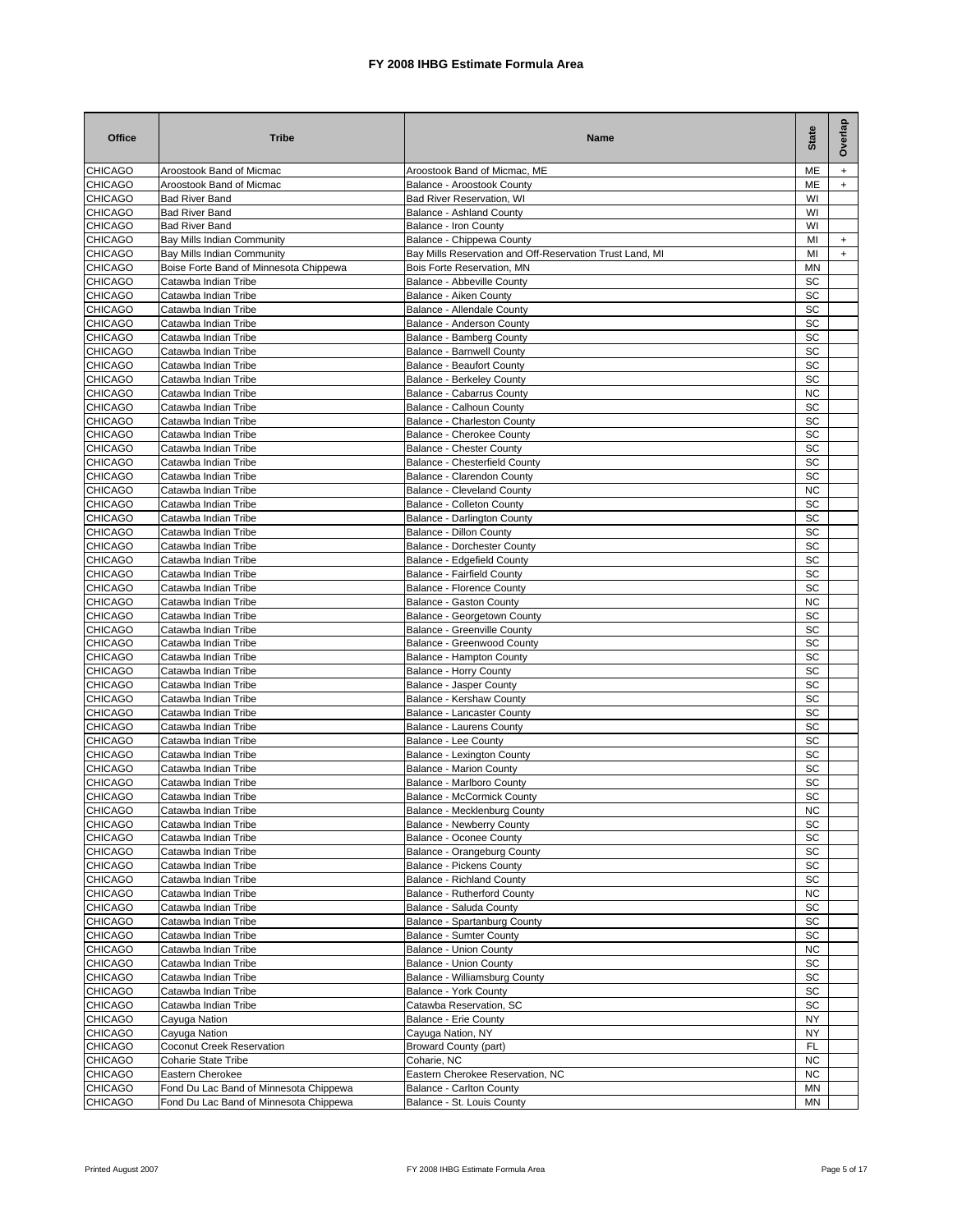# FY 2008 IHBG Estimate Formula Area

| Office | Tribe | Name | State | Overlap |
|---|---|---|---|---|
| CHICAGO | Aroostook Band of Micmac | Aroostook Band of Micmac, ME | ME | + |
| CHICAGO | Aroostook Band of Micmac | Balance - Aroostook County | ME | + |
| CHICAGO | Bad River Band | Bad River Reservation, WI | WI | |
| CHICAGO | Bad River Band | Balance - Ashland County | WI | |
| CHICAGO | Bad River Band | Balance - Iron County | WI | |
| CHICAGO | Bay Mills Indian Community | Balance - Chippewa County | MI | + |
| CHICAGO | Bay Mills Indian Community | Bay Mills Reservation and Off-Reservation Trust Land, MI | MI | + |
| CHICAGO | Boise Forte Band of Minnesota Chippewa | Bois Forte Reservation, MN | MN | |
| CHICAGO | Catawba Indian Tribe | Balance - Abbeville County | SC | |
| CHICAGO | Catawba Indian Tribe | Balance - Aiken County | SC | |
| CHICAGO | Catawba Indian Tribe | Balance - Allendale County | SC | |
| CHICAGO | Catawba Indian Tribe | Balance - Anderson County | SC | |
| CHICAGO | Catawba Indian Tribe | Balance - Bamberg County | SC | |
| CHICAGO | Catawba Indian Tribe | Balance - Barnwell County | SC | |
| CHICAGO | Catawba Indian Tribe | Balance - Beaufort County | SC | |
| CHICAGO | Catawba Indian Tribe | Balance - Berkeley County | SC | |
| CHICAGO | Catawba Indian Tribe | Balance - Cabarrus County | NC | |
| CHICAGO | Catawba Indian Tribe | Balance - Calhoun County | SC | |
| CHICAGO | Catawba Indian Tribe | Balance - Charleston County | SC | |
| CHICAGO | Catawba Indian Tribe | Balance - Cherokee County | SC | |
| CHICAGO | Catawba Indian Tribe | Balance - Chester County | SC | |
| CHICAGO | Catawba Indian Tribe | Balance - Chesterfield County | SC | |
| CHICAGO | Catawba Indian Tribe | Balance - Clarendon County | SC | |
| CHICAGO | Catawba Indian Tribe | Balance - Cleveland County | NC | |
| CHICAGO | Catawba Indian Tribe | Balance - Colleton County | SC | |
| CHICAGO | Catawba Indian Tribe | Balance - Darlington County | SC | |
| CHICAGO | Catawba Indian Tribe | Balance - Dillon County | SC | |
| CHICAGO | Catawba Indian Tribe | Balance - Dorchester County | SC | |
| CHICAGO | Catawba Indian Tribe | Balance - Edgefield County | SC | |
| CHICAGO | Catawba Indian Tribe | Balance - Fairfield County | SC | |
| CHICAGO | Catawba Indian Tribe | Balance - Florence County | SC | |
| CHICAGO | Catawba Indian Tribe | Balance - Gaston County | NC | |
| CHICAGO | Catawba Indian Tribe | Balance - Georgetown County | SC | |
| CHICAGO | Catawba Indian Tribe | Balance - Greenville County | SC | |
| CHICAGO | Catawba Indian Tribe | Balance - Greenwood County | SC | |
| CHICAGO | Catawba Indian Tribe | Balance - Hampton County | SC | |
| CHICAGO | Catawba Indian Tribe | Balance - Horry County | SC | |
| CHICAGO | Catawba Indian Tribe | Balance - Jasper County | SC | |
| CHICAGO | Catawba Indian Tribe | Balance - Kershaw County | SC | |
| CHICAGO | Catawba Indian Tribe | Balance - Lancaster County | SC | |
| CHICAGO | Catawba Indian Tribe | Balance - Laurens County | SC | |
| CHICAGO | Catawba Indian Tribe | Balance - Lee County | SC | |
| CHICAGO | Catawba Indian Tribe | Balance - Lexington County | SC | |
| CHICAGO | Catawba Indian Tribe | Balance - Marion County | SC | |
| CHICAGO | Catawba Indian Tribe | Balance - Marlboro County | SC | |
| CHICAGO | Catawba Indian Tribe | Balance - McCormick County | SC | |
| CHICAGO | Catawba Indian Tribe | Balance - Mecklenburg County | NC | |
| CHICAGO | Catawba Indian Tribe | Balance - Newberry County | SC | |
| CHICAGO | Catawba Indian Tribe | Balance - Oconee County | SC | |
| CHICAGO | Catawba Indian Tribe | Balance - Orangeburg County | SC | |
| CHICAGO | Catawba Indian Tribe | Balance - Pickens County | SC | |
| CHICAGO | Catawba Indian Tribe | Balance - Richland County | SC | |
| CHICAGO | Catawba Indian Tribe | Balance - Rutherford County | NC | |
| CHICAGO | Catawba Indian Tribe | Balance - Saluda County | SC | |
| CHICAGO | Catawba Indian Tribe | Balance - Spartanburg County | SC | |
| CHICAGO | Catawba Indian Tribe | Balance - Sumter County | SC | |
| CHICAGO | Catawba Indian Tribe | Balance - Union County | NC | |
| CHICAGO | Catawba Indian Tribe | Balance - Union County | SC | |
| CHICAGO | Catawba Indian Tribe | Balance - Williamsburg County | SC | |
| CHICAGO | Catawba Indian Tribe | Balance - York County | SC | |
| CHICAGO | Catawba Indian Tribe | Catawba Reservation, SC | SC | |
| CHICAGO | Cayuga Nation | Balance - Erie County | NY | |
| CHICAGO | Cayuga Nation | Cayuga Nation, NY | NY | |
| CHICAGO | Coconut Creek Reservation | Broward County (part) | FL | |
| CHICAGO | Coharie State Tribe | Coharie, NC | NC | |
| CHICAGO | Eastern Cherokee | Eastern Cherokee Reservation, NC | NC | |
| CHICAGO | Fond Du Lac Band of Minnesota Chippewa | Balance - Carlton County | MN | |
| CHICAGO | Fond Du Lac Band of Minnesota Chippewa | Balance - St. Louis County | MN | |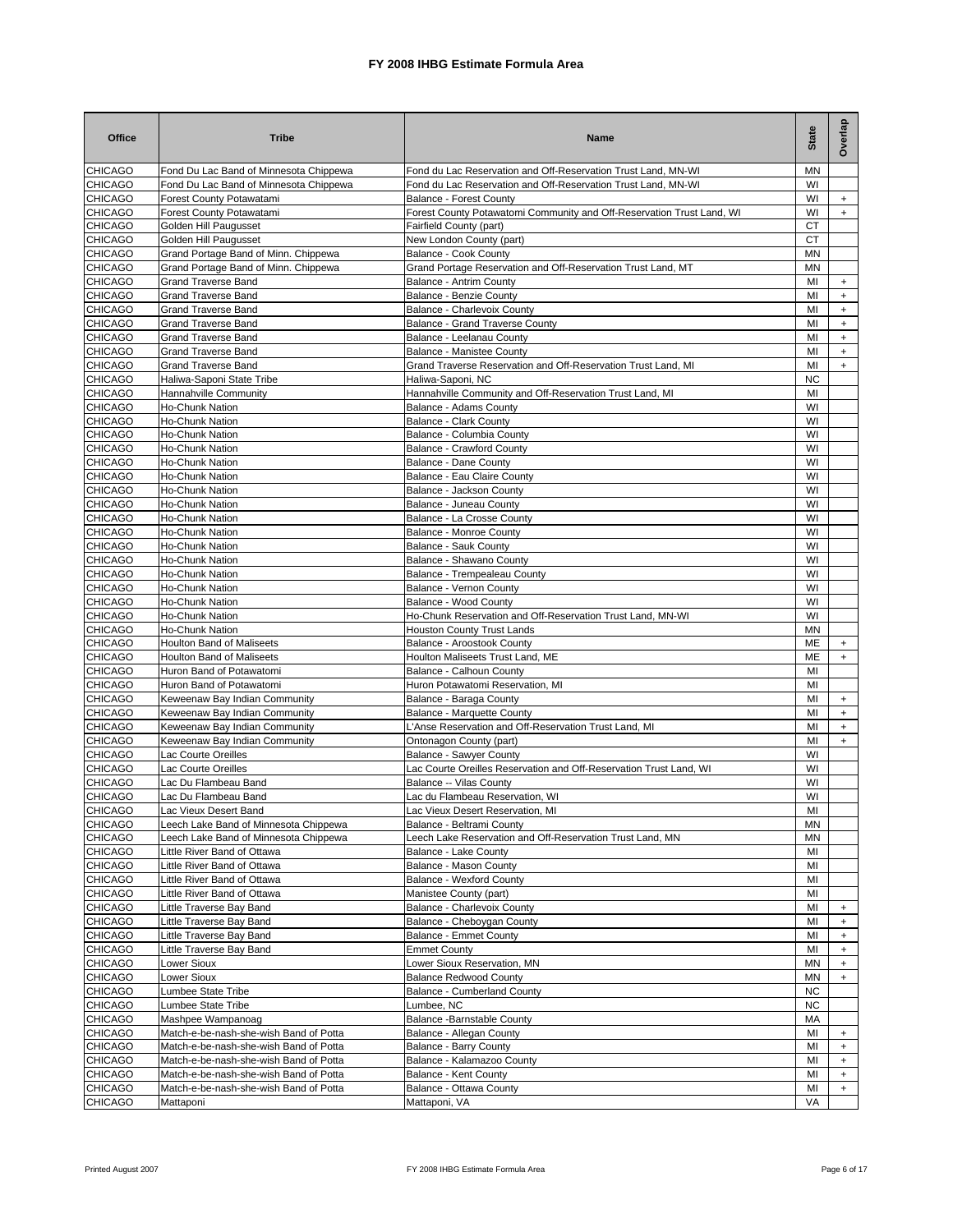# FY 2008 IHBG Estimate Formula Area

| Office | Tribe | Name | State | Overlap |
|---|---|---|---|---|
| CHICAGO | Fond Du Lac Band of Minnesota Chippewa | Fond du Lac Reservation and Off-Reservation Trust Land, MN-WI | MN | |
| CHICAGO | Fond Du Lac Band of Minnesota Chippewa | Fond du Lac Reservation and Off-Reservation Trust Land, MN-WI | WI | |
| CHICAGO | Forest County Potawatami | Balance - Forest County | WI | + |
| CHICAGO | Forest County Potawatami | Forest County Potawatomi Community and Off-Reservation Trust Land, WI | WI | + |
| CHICAGO | Golden Hill Paugusset | Fairfield County (part) | CT | |
| CHICAGO | Golden Hill Paugusset | New London County (part) | CT | |
| CHICAGO | Grand Portage Band of Minn. Chippewa | Balance - Cook County | MN | |
| CHICAGO | Grand Portage Band of Minn. Chippewa | Grand Portage Reservation and Off-Reservation Trust Land, MT | MN | |
| CHICAGO | Grand Traverse Band | Balance - Antrim County | MI | + |
| CHICAGO | Grand Traverse Band | Balance - Benzie County | MI | + |
| CHICAGO | Grand Traverse Band | Balance - Charlevoix County | MI | + |
| CHICAGO | Grand Traverse Band | Balance - Grand Traverse County | MI | + |
| CHICAGO | Grand Traverse Band | Balance - Leelanau County | MI | + |
| CHICAGO | Grand Traverse Band | Balance - Manistee County | MI | + |
| CHICAGO | Grand Traverse Band | Grand Traverse Reservation and Off-Reservation Trust Land, MI | MI | + |
| CHICAGO | Haliwa-Saponi State Tribe | Haliwa-Saponi, NC | NC | |
| CHICAGO | Hannahville Community | Hannahville Community and Off-Reservation Trust Land, MI | MI | |
| CHICAGO | Ho-Chunk Nation | Balance - Adams County | WI | |
| CHICAGO | Ho-Chunk Nation | Balance - Clark County | WI | |
| CHICAGO | Ho-Chunk Nation | Balance - Columbia County | WI | |
| CHICAGO | Ho-Chunk Nation | Balance - Crawford County | WI | |
| CHICAGO | Ho-Chunk Nation | Balance - Dane County | WI | |
| CHICAGO | Ho-Chunk Nation | Balance - Eau Claire County | WI | |
| CHICAGO | Ho-Chunk Nation | Balance - Jackson County | WI | |
| CHICAGO | Ho-Chunk Nation | Balance - Juneau County | WI | |
| CHICAGO | Ho-Chunk Nation | Balance - La Crosse County | WI | |
| CHICAGO | Ho-Chunk Nation | Balance - Monroe County | WI | |
| CHICAGO | Ho-Chunk Nation | Balance - Sauk County | WI | |
| CHICAGO | Ho-Chunk Nation | Balance - Shawano County | WI | |
| CHICAGO | Ho-Chunk Nation | Balance - Trempealeau County | WI | |
| CHICAGO | Ho-Chunk Nation | Balance - Vernon County | WI | |
| CHICAGO | Ho-Chunk Nation | Balance - Wood County | WI | |
| CHICAGO | Ho-Chunk Nation | Ho-Chunk Reservation and Off-Reservation Trust Land, MN-WI | WI | |
| CHICAGO | Ho-Chunk Nation | Houston County Trust Lands | MN | |
| CHICAGO | Houlton Band of Maliseets | Balance - Aroostook County | ME | + |
| CHICAGO | Houlton Band of Maliseets | Houlton Maliseets Trust Land, ME | ME | + |
| CHICAGO | Huron Band of Potawatomi | Balance - Calhoun County | MI | |
| CHICAGO | Huron Band of Potawatomi | Huron Potawatomi Reservation, MI | MI | |
| CHICAGO | Keweenaw Bay Indian Community | Balance - Baraga County | MI | + |
| CHICAGO | Keweenaw Bay Indian Community | Balance - Marquette County | MI | + |
| CHICAGO | Keweenaw Bay Indian Community | L'Anse Reservation and Off-Reservation Trust Land, MI | MI | + |
| CHICAGO | Keweenaw Bay Indian Community | Ontonagon County (part) | MI | + |
| CHICAGO | Lac Courte Oreilles | Balance - Sawyer County | WI | |
| CHICAGO | Lac Courte Oreilles | Lac Courte Oreilles Reservation and Off-Reservation Trust Land, WI | WI | |
| CHICAGO | Lac Du Flambeau Band | Balance -- Vilas County | WI | |
| CHICAGO | Lac Du Flambeau Band | Lac du Flambeau Reservation, WI | WI | |
| CHICAGO | Lac Vieux Desert Band | Lac Vieux Desert Reservation, MI | MI | |
| CHICAGO | Leech Lake Band of Minnesota Chippewa | Balance - Beltrami County | MN | |
| CHICAGO | Leech Lake Band of Minnesota Chippewa | Leech Lake Reservation and Off-Reservation Trust Land, MN | MN | |
| CHICAGO | Little River Band of Ottawa | Balance - Lake County | MI | |
| CHICAGO | Little River Band of Ottawa | Balance - Mason County | MI | |
| CHICAGO | Little River Band of Ottawa | Balance - Wexford County | MI | |
| CHICAGO | Little River Band of Ottawa | Manistee County (part) | MI | |
| CHICAGO | Little Traverse Bay Band | Balance - Charlevoix County | MI | + |
| CHICAGO | Little Traverse Bay Band | Balance - Cheboygan County | MI | + |
| CHICAGO | Little Traverse Bay Band | Balance - Emmet County | MI | + |
| CHICAGO | Little Traverse Bay Band | Emmet County | MI | + |
| CHICAGO | Lower Sioux | Lower Sioux Reservation, MN | MN | + |
| CHICAGO | Lower Sioux | Balance Redwood County | MN | + |
| CHICAGO | Lumbee State Tribe | Balance - Cumberland County | NC | |
| CHICAGO | Lumbee State Tribe | Lumbee, NC | NC | |
| CHICAGO | Mashpee Wampanoag | Balance -Barnstable County | MA | |
| CHICAGO | Match-e-be-nash-she-wish Band of Potta | Balance - Allegan County | MI | + |
| CHICAGO | Match-e-be-nash-she-wish Band of Potta | Balance - Barry County | MI | + |
| CHICAGO | Match-e-be-nash-she-wish Band of Potta | Balance - Kalamazoo County | MI | + |
| CHICAGO | Match-e-be-nash-she-wish Band of Potta | Balance - Kent County | MI | + |
| CHICAGO | Match-e-be-nash-she-wish Band of Potta | Balance - Ottawa County | MI | + |
| CHICAGO | Mattaponi | Mattaponi, VA | VA | |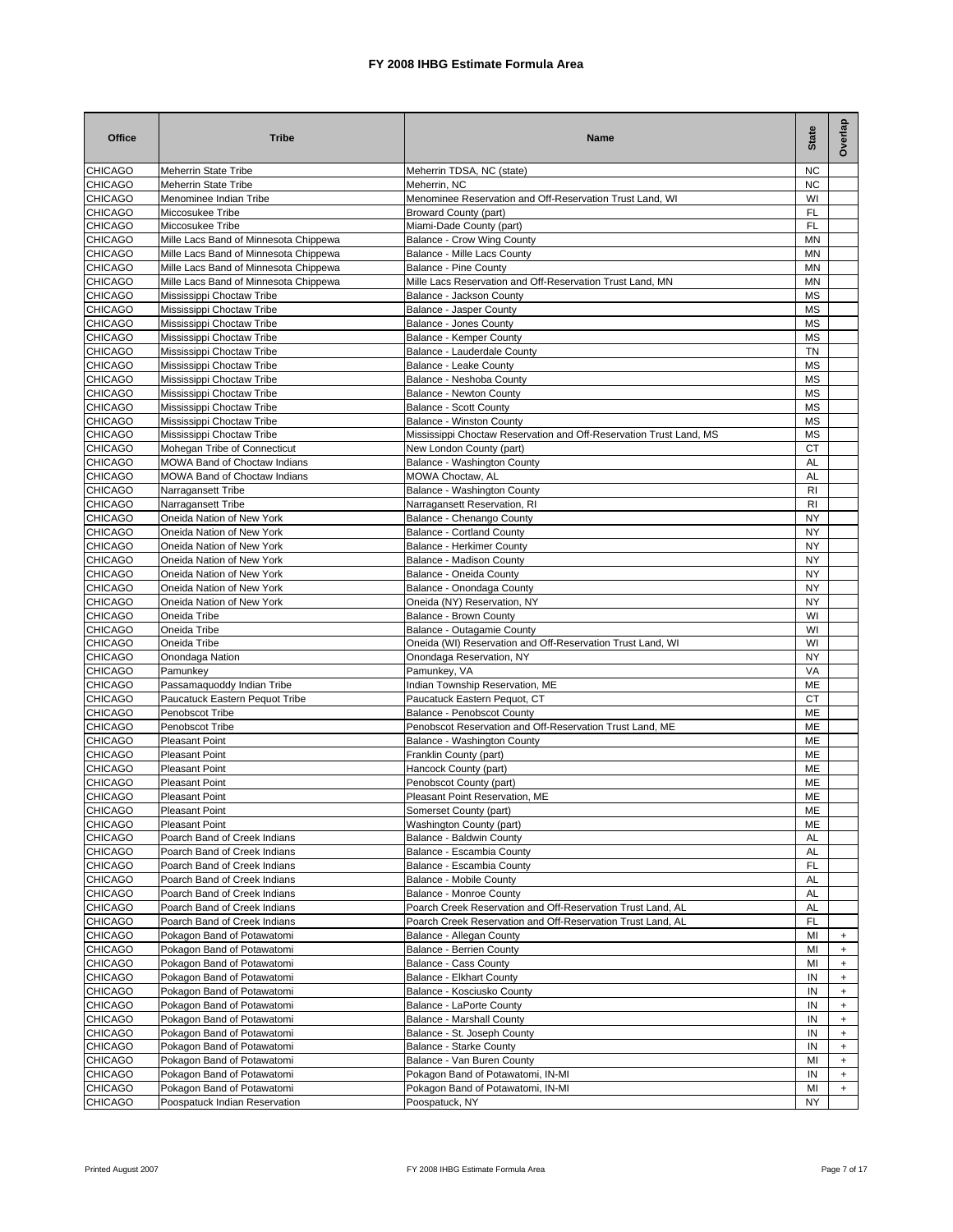# FY 2008 IHBG Estimate Formula Area

| Office | Tribe | Name | State | Overlap |
|---|---|---|---|---|
| CHICAGO | Meherrin State Tribe | Meherrin TDSA, NC (state) | NC | |
| CHICAGO | Meherrin State Tribe | Meherrin, NC | NC | |
| CHICAGO | Menominee Indian Tribe | Menominee Reservation and Off-Reservation Trust Land, WI | WI | |
| CHICAGO | Miccosukee Tribe | Broward County (part) | FL | |
| CHICAGO | Miccosukee Tribe | Miami-Dade County (part) | FL | |
| CHICAGO | Mille Lacs Band of Minnesota Chippewa | Balance - Crow Wing County | MN | |
| CHICAGO | Mille Lacs Band of Minnesota Chippewa | Balance - Mille Lacs County | MN | |
| CHICAGO | Mille Lacs Band of Minnesota Chippewa | Balance - Pine County | MN | |
| CHICAGO | Mille Lacs Band of Minnesota Chippewa | Mille Lacs Reservation and Off-Reservation Trust Land, MN | MN | |
| CHICAGO | Mississippi Choctaw Tribe | Balance - Jackson County | MS | |
| CHICAGO | Mississippi Choctaw Tribe | Balance - Jasper County | MS | |
| CHICAGO | Mississippi Choctaw Tribe | Balance - Jones County | MS | |
| CHICAGO | Mississippi Choctaw Tribe | Balance - Kemper County | MS | |
| CHICAGO | Mississippi Choctaw Tribe | Balance - Lauderdale County | TN | |
| CHICAGO | Mississippi Choctaw Tribe | Balance - Leake County | MS | |
| CHICAGO | Mississippi Choctaw Tribe | Balance - Neshoba County | MS | |
| CHICAGO | Mississippi Choctaw Tribe | Balance - Newton County | MS | |
| CHICAGO | Mississippi Choctaw Tribe | Balance - Scott County | MS | |
| CHICAGO | Mississippi Choctaw Tribe | Balance - Winston County | MS | |
| CHICAGO | Mississippi Choctaw Tribe | Mississippi Choctaw Reservation and Off-Reservation Trust Land, MS | MS | |
| CHICAGO | Mohegan Tribe of Connecticut | New London County (part) | CT | |
| CHICAGO | MOWA Band of Choctaw Indians | Balance - Washington County | AL | |
| CHICAGO | MOWA Band of Choctaw Indians | MOWA Choctaw, AL | AL | |
| CHICAGO | Narragansett Tribe | Balance - Washington County | RI | |
| CHICAGO | Narragansett Tribe | Narragansett Reservation, RI | RI | |
| CHICAGO | Oneida Nation of New York | Balance - Chenango County | NY | |
| CHICAGO | Oneida Nation of New York | Balance - Cortland County | NY | |
| CHICAGO | Oneida Nation of New York | Balance - Herkimer County | NY | |
| CHICAGO | Oneida Nation of New York | Balance - Madison County | NY | |
| CHICAGO | Oneida Nation of New York | Balance - Oneida County | NY | |
| CHICAGO | Oneida Nation of New York | Balance - Onondaga County | NY | |
| CHICAGO | Oneida Nation of New York | Oneida (NY) Reservation, NY | NY | |
| CHICAGO | Oneida Tribe | Balance - Brown County | WI | |
| CHICAGO | Oneida Tribe | Balance - Outagamie County | WI | |
| CHICAGO | Oneida Tribe | Oneida (WI) Reservation and Off-Reservation Trust Land, WI | WI | |
| CHICAGO | Onondaga Nation | Onondaga Reservation, NY | NY | |
| CHICAGO | Pamunkey | Pamunkey, VA | VA | |
| CHICAGO | Passamaquoddy Indian Tribe | Indian Township Reservation, ME | ME | |
| CHICAGO | Paucatuck Eastern Pequot Tribe | Paucatuck Eastern Pequot, CT | CT | |
| CHICAGO | Penobscot Tribe | Balance - Penobscot County | ME | |
| CHICAGO | Penobscot Tribe | Penobscot Reservation and Off-Reservation Trust Land, ME | ME | |
| CHICAGO | Pleasant Point | Balance - Washington County | ME | |
| CHICAGO | Pleasant Point | Franklin County (part) | ME | |
| CHICAGO | Pleasant Point | Hancock County (part) | ME | |
| CHICAGO | Pleasant Point | Penobscot County (part) | ME | |
| CHICAGO | Pleasant Point | Pleasant Point Reservation, ME | ME | |
| CHICAGO | Pleasant Point | Somerset County (part) | ME | |
| CHICAGO | Pleasant Point | Washington County (part) | ME | |
| CHICAGO | Poarch Band of Creek Indians | Balance - Baldwin County | AL | |
| CHICAGO | Poarch Band of Creek Indians | Balance - Escambia County | AL | |
| CHICAGO | Poarch Band of Creek Indians | Balance - Escambia County | FL | |
| CHICAGO | Poarch Band of Creek Indians | Balance - Mobile County | AL | |
| CHICAGO | Poarch Band of Creek Indians | Balance - Monroe County | AL | |
| CHICAGO | Poarch Band of Creek Indians | Poarch Creek Reservation and Off-Reservation Trust Land, AL | AL | |
| CHICAGO | Poarch Band of Creek Indians | Poarch Creek Reservation and Off-Reservation Trust Land, AL | FL | |
| CHICAGO | Pokagon Band of Potawatomi | Balance - Allegan County | MI | + |
| CHICAGO | Pokagon Band of Potawatomi | Balance - Berrien County | MI | + |
| CHICAGO | Pokagon Band of Potawatomi | Balance - Cass County | MI | + |
| CHICAGO | Pokagon Band of Potawatomi | Balance - Elkhart County | IN | + |
| CHICAGO | Pokagon Band of Potawatomi | Balance - Kosciusko County | IN | + |
| CHICAGO | Pokagon Band of Potawatomi | Balance - LaPorte County | IN | + |
| CHICAGO | Pokagon Band of Potawatomi | Balance - Marshall County | IN | + |
| CHICAGO | Pokagon Band of Potawatomi | Balance - St. Joseph County | IN | + |
| CHICAGO | Pokagon Band of Potawatomi | Balance - Starke County | IN | + |
| CHICAGO | Pokagon Band of Potawatomi | Balance - Van Buren County | MI | + |
| CHICAGO | Pokagon Band of Potawatomi | Pokagon Band of Potawatomi, IN-MI | IN | + |
| CHICAGO | Pokagon Band of Potawatomi | Pokagon Band of Potawatomi, IN-MI | MI | + |
| CHICAGO | Poospatuck Indian Reservation | Poospatuck, NY | NY | |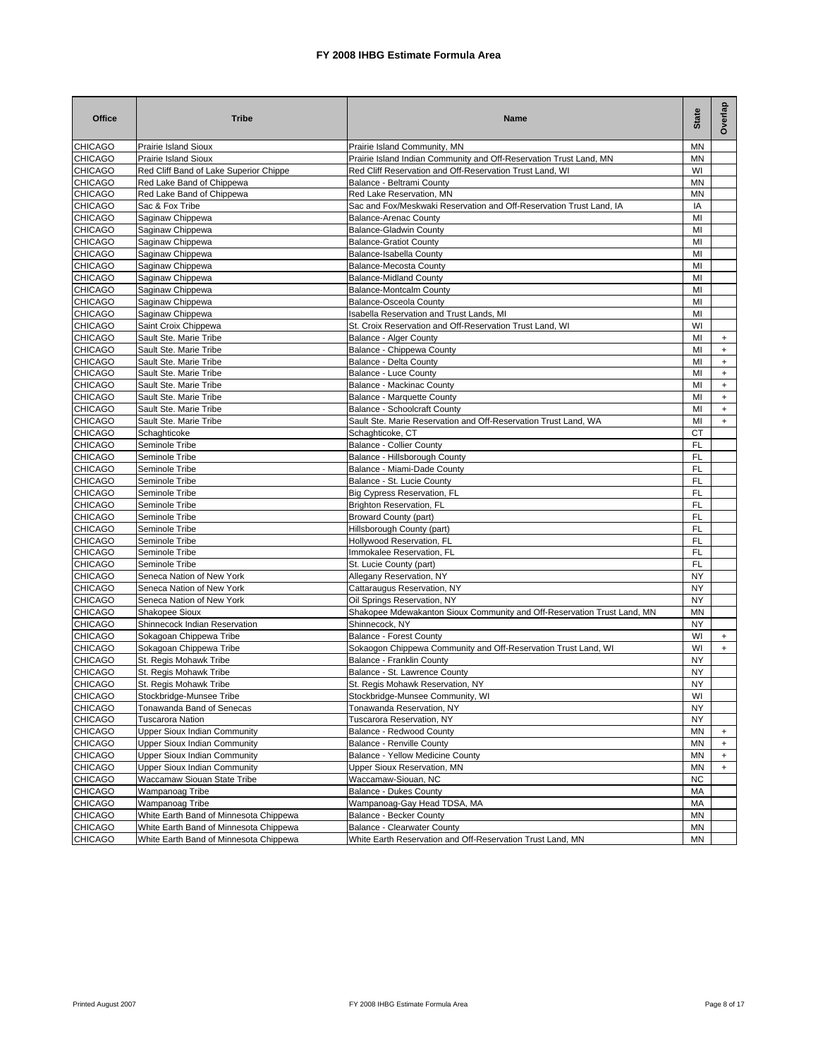# FY 2008 IHBG Estimate Formula Area

| Office | Tribe | Name | State | Overlap |
|---|---|---|---|---|
| CHICAGO | Prairie Island Sioux | Prairie Island Community, MN | MN | |
| CHICAGO | Prairie Island Sioux | Prairie Island Indian Community and Off-Reservation Trust Land, MN | MN | |
| CHICAGO | Red Cliff Band of Lake Superior Chippe | Red Cliff Reservation and Off-Reservation Trust Land, WI | WI | |
| CHICAGO | Red Lake Band of Chippewa | Balance - Beltrami County | MN | |
| CHICAGO | Red Lake Band of Chippewa | Red Lake Reservation, MN | MN | |
| CHICAGO | Sac & Fox Tribe | Sac and Fox/Meskwaki Reservation and Off-Reservation Trust Land, IA | IA | |
| CHICAGO | Saginaw Chippewa | Balance-Arenac County | MI | |
| CHICAGO | Saginaw Chippewa | Balance-Gladwin County | MI | |
| CHICAGO | Saginaw Chippewa | Balance-Gratiot County | MI | |
| CHICAGO | Saginaw Chippewa | Balance-Isabella County | MI | |
| CHICAGO | Saginaw Chippewa | Balance-Mecosta County | MI | |
| CHICAGO | Saginaw Chippewa | Balance-Midland County | MI | |
| CHICAGO | Saginaw Chippewa | Balance-Montcalm County | MI | |
| CHICAGO | Saginaw Chippewa | Balance-Osceola County | MI | |
| CHICAGO | Saginaw Chippewa | Isabella Reservation and Trust Lands, MI | MI | |
| CHICAGO | Saint Croix Chippewa | St. Croix Reservation and Off-Reservation Trust Land, WI | WI | |
| CHICAGO | Sault Ste. Marie Tribe | Balance - Alger County | MI | + |
| CHICAGO | Sault Ste. Marie Tribe | Balance - Chippewa County | MI | + |
| CHICAGO | Sault Ste. Marie Tribe | Balance - Delta County | MI | + |
| CHICAGO | Sault Ste. Marie Tribe | Balance - Luce County | MI | + |
| CHICAGO | Sault Ste. Marie Tribe | Balance - Mackinac County | MI | + |
| CHICAGO | Sault Ste. Marie Tribe | Balance - Marquette County | MI | + |
| CHICAGO | Sault Ste. Marie Tribe | Balance - Schoolcraft County | MI | + |
| CHICAGO | Sault Ste. Marie Tribe | Sault Ste. Marie Reservation and Off-Reservation Trust Land, WA | MI | + |
| CHICAGO | Schaghticoke | Schaghticoke, CT | CT | |
| CHICAGO | Seminole Tribe | Balance - Collier County | FL | |
| CHICAGO | Seminole Tribe | Balance - Hillsborough County | FL | |
| CHICAGO | Seminole Tribe | Balance - Miami-Dade County | FL | |
| CHICAGO | Seminole Tribe | Balance - St. Lucie County | FL | |
| CHICAGO | Seminole Tribe | Big Cypress Reservation, FL | FL | |
| CHICAGO | Seminole Tribe | Brighton Reservation, FL | FL | |
| CHICAGO | Seminole Tribe | Broward County (part) | FL | |
| CHICAGO | Seminole Tribe | Hillsborough County (part) | FL | |
| CHICAGO | Seminole Tribe | Hollywood Reservation, FL | FL | |
| CHICAGO | Seminole Tribe | Immokalee Reservation, FL | FL | |
| CHICAGO | Seminole Tribe | St. Lucie County (part) | FL | |
| CHICAGO | Seneca Nation of New York | Allegany Reservation, NY | NY | |
| CHICAGO | Seneca Nation of New York | Cattaraugus Reservation, NY | NY | |
| CHICAGO | Seneca Nation of New York | Oil Springs Reservation, NY | NY | |
| CHICAGO | Shakopee Sioux | Shakopee Mdewakanton Sioux Community and Off-Reservation Trust Land, MN | MN | |
| CHICAGO | Shinnecock Indian Reservation | Shinnecock, NY | NY | |
| CHICAGO | Sokagoan Chippewa Tribe | Balance - Forest County | WI | + |
| CHICAGO | Sokagoan Chippewa Tribe | Sokaogon Chippewa Community and Off-Reservation Trust Land, WI | WI | + |
| CHICAGO | St. Regis Mohawk Tribe | Balance - Franklin County | NY | |
| CHICAGO | St. Regis Mohawk Tribe | Balance - St. Lawrence County | NY | |
| CHICAGO | St. Regis Mohawk Tribe | St. Regis Mohawk Reservation, NY | NY | |
| CHICAGO | Stockbridge-Munsee Tribe | Stockbridge-Munsee Community, WI | WI | |
| CHICAGO | Tonawanda Band of Senecas | Tonawanda Reservation, NY | NY | |
| CHICAGO | Tuscarora Nation | Tuscarora Reservation, NY | NY | |
| CHICAGO | Upper Sioux Indian Community | Balance - Redwood County | MN | + |
| CHICAGO | Upper Sioux Indian Community | Balance - Renville County | MN | + |
| CHICAGO | Upper Sioux Indian Community | Balance - Yellow Medicine County | MN | + |
| CHICAGO | Upper Sioux Indian Community | Upper Sioux Reservation, MN | MN | + |
| CHICAGO | Waccamaw Siouan State Tribe | Waccamaw-Siouan, NC | NC | |
| CHICAGO | Wampanoag Tribe | Balance - Dukes County | MA | |
| CHICAGO | Wampanoag Tribe | Wampanoag-Gay Head TDSA, MA | MA | |
| CHICAGO | White Earth Band of Minnesota Chippewa | Balance - Becker County | MN | |
| CHICAGO | White Earth Band of Minnesota Chippewa | Balance - Clearwater County | MN | |
| CHICAGO | White Earth Band of Minnesota Chippewa | White Earth Reservation and Off-Reservation Trust Land, MN | MN | |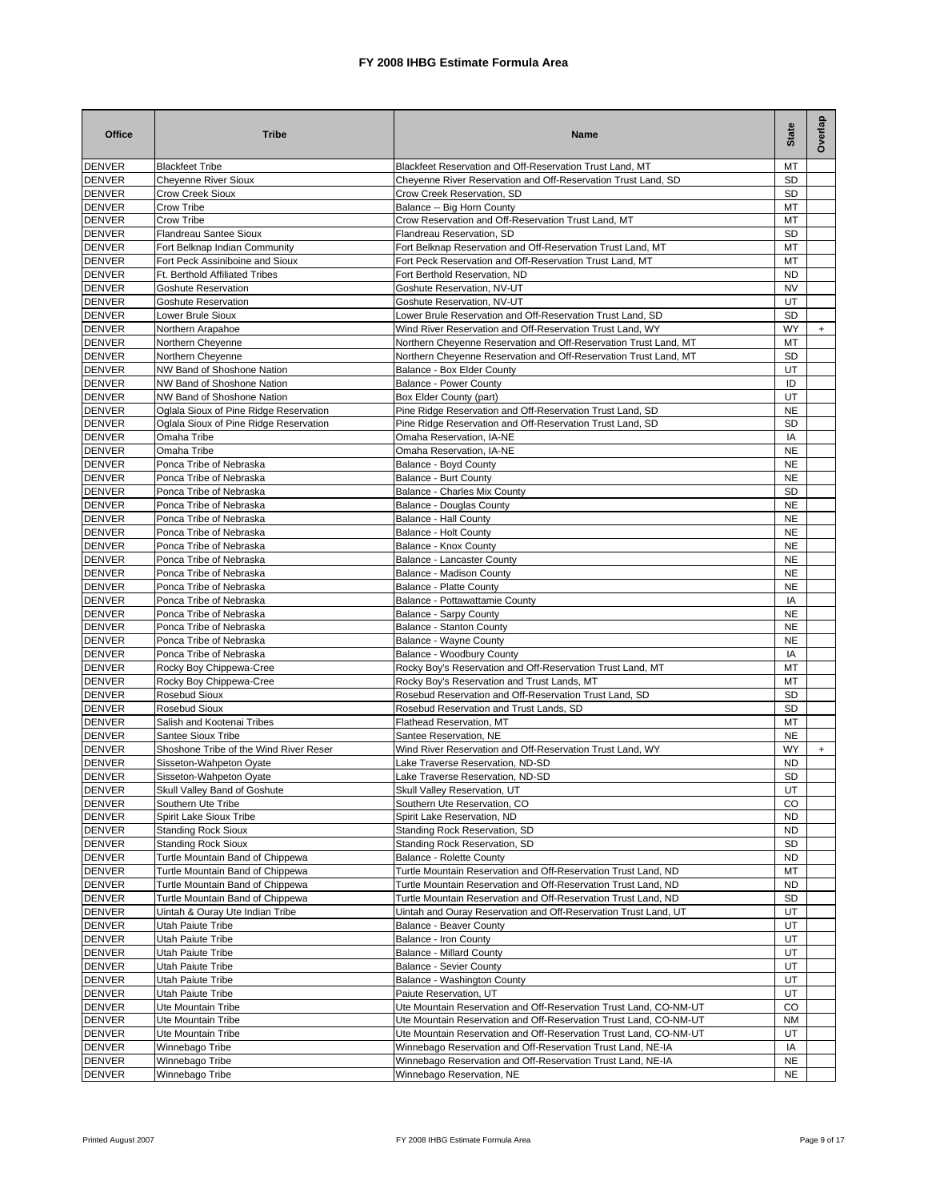# FY 2008 IHBG Estimate Formula Area

| Office | Tribe | Name | State | Overlap |
|---|---|---|---|---|
| DENVER | Blackfeet Tribe | Blackfeet Reservation and Off-Reservation Trust Land, MT | MT | |
| DENVER | Cheyenne River Sioux | Cheyenne River Reservation and Off-Reservation Trust Land, SD | SD | |
| DENVER | Crow Creek Sioux | Crow Creek Reservation, SD | SD | |
| DENVER | Crow Tribe | Balance -- Big Horn County | MT | |
| DENVER | Crow Tribe | Crow Reservation and Off-Reservation Trust Land, MT | MT | |
| DENVER | Flandreau Santee Sioux | Flandreau Reservation, SD | SD | |
| DENVER | Fort Belknap Indian Community | Fort Belknap Reservation and Off-Reservation Trust Land, MT | MT | |
| DENVER | Fort Peck Assiniboine and Sioux | Fort Peck Reservation and Off-Reservation Trust Land, MT | MT | |
| DENVER | Ft. Berthold Affiliated Tribes | Fort Berthold Reservation, ND | ND | |
| DENVER | Goshute Reservation | Goshute Reservation, NV-UT | NV | |
| DENVER | Goshute Reservation | Goshute Reservation, NV-UT | UT | |
| DENVER | Lower Brule Sioux | Lower Brule Reservation and Off-Reservation Trust Land, SD | SD | |
| DENVER | Northern Arapahoe | Wind River Reservation and Off-Reservation Trust Land, WY | WY | + |
| DENVER | Northern Cheyenne | Northern Cheyenne Reservation and Off-Reservation Trust Land, MT | MT | |
| DENVER | Northern Cheyenne | Northern Cheyenne Reservation and Off-Reservation Trust Land, MT | SD | |
| DENVER | NW Band of Shoshone Nation | Balance - Box Elder County | UT | |
| DENVER | NW Band of Shoshone Nation | Balance - Power County | ID | |
| DENVER | NW Band of Shoshone Nation | Box Elder County (part) | UT | |
| DENVER | Oglala Sioux of Pine Ridge Reservation | Pine Ridge Reservation and Off-Reservation Trust Land, SD | NE | |
| DENVER | Oglala Sioux of Pine Ridge Reservation | Pine Ridge Reservation and Off-Reservation Trust Land, SD | SD | |
| DENVER | Omaha Tribe | Omaha Reservation, IA-NE | IA | |
| DENVER | Omaha Tribe | Omaha Reservation, IA-NE | NE | |
| DENVER | Ponca Tribe of Nebraska | Balance - Boyd County | NE | |
| DENVER | Ponca Tribe of Nebraska | Balance - Burt County | NE | |
| DENVER | Ponca Tribe of Nebraska | Balance - Charles Mix County | SD | |
| DENVER | Ponca Tribe of Nebraska | Balance - Douglas County | NE | |
| DENVER | Ponca Tribe of Nebraska | Balance - Hall County | NE | |
| DENVER | Ponca Tribe of Nebraska | Balance - Holt County | NE | |
| DENVER | Ponca Tribe of Nebraska | Balance - Knox County | NE | |
| DENVER | Ponca Tribe of Nebraska | Balance - Lancaster County | NE | |
| DENVER | Ponca Tribe of Nebraska | Balance - Madison County | NE | |
| DENVER | Ponca Tribe of Nebraska | Balance - Platte County | NE | |
| DENVER | Ponca Tribe of Nebraska | Balance - Pottawattamie County | IA | |
| DENVER | Ponca Tribe of Nebraska | Balance - Sarpy County | NE | |
| DENVER | Ponca Tribe of Nebraska | Balance - Stanton County | NE | |
| DENVER | Ponca Tribe of Nebraska | Balance - Wayne County | NE | |
| DENVER | Ponca Tribe of Nebraska | Balance - Woodbury County | IA | |
| DENVER | Rocky Boy Chippewa-Cree | Rocky Boy's Reservation and Off-Reservation Trust Land, MT | MT | |
| DENVER | Rocky Boy Chippewa-Cree | Rocky Boy's Reservation and Trust Lands, MT | MT | |
| DENVER | Rosebud Sioux | Rosebud Reservation and Off-Reservation Trust Land, SD | SD | |
| DENVER | Rosebud Sioux | Rosebud Reservation and Trust Lands, SD | SD | |
| DENVER | Salish and Kootenai Tribes | Flathead Reservation, MT | MT | |
| DENVER | Santee Sioux Tribe | Santee Reservation, NE | NE | |
| DENVER | Shoshone Tribe of the Wind River Reser | Wind River Reservation and Off-Reservation Trust Land, WY | WY | + |
| DENVER | Sisseton-Wahpeton Oyate | Lake Traverse Reservation, ND-SD | ND | |
| DENVER | Sisseton-Wahpeton Oyate | Lake Traverse Reservation, ND-SD | SD | |
| DENVER | Skull Valley Band of Goshute | Skull Valley Reservation, UT | UT | |
| DENVER | Southern Ute Tribe | Southern Ute Reservation, CO | CO | |
| DENVER | Spirit Lake Sioux Tribe | Spirit Lake Reservation, ND | ND | |
| DENVER | Standing Rock Sioux | Standing Rock Reservation, SD | ND | |
| DENVER | Standing Rock Sioux | Standing Rock Reservation, SD | SD | |
| DENVER | Turtle Mountain Band of Chippewa | Balance - Rolette County | ND | |
| DENVER | Turtle Mountain Band of Chippewa | Turtle Mountain Reservation and Off-Reservation Trust Land, ND | MT | |
| DENVER | Turtle Mountain Band of Chippewa | Turtle Mountain Reservation and Off-Reservation Trust Land, ND | ND | |
| DENVER | Turtle Mountain Band of Chippewa | Turtle Mountain Reservation and Off-Reservation Trust Land, ND | SD | |
| DENVER | Uintah & Ouray Ute Indian Tribe | Uintah and Ouray Reservation and Off-Reservation Trust Land, UT | UT | |
| DENVER | Utah Paiute Tribe | Balance - Beaver County | UT | |
| DENVER | Utah Paiute Tribe | Balance - Iron County | UT | |
| DENVER | Utah Paiute Tribe | Balance - Millard County | UT | |
| DENVER | Utah Paiute Tribe | Balance - Sevier County | UT | |
| DENVER | Utah Paiute Tribe | Balance - Washington County | UT | |
| DENVER | Utah Paiute Tribe | Paiute Reservation, UT | UT | |
| DENVER | Ute Mountain Tribe | Ute Mountain Reservation and Off-Reservation Trust Land, CO-NM-UT | CO | |
| DENVER | Ute Mountain Tribe | Ute Mountain Reservation and Off-Reservation Trust Land, CO-NM-UT | NM | |
| DENVER | Ute Mountain Tribe | Ute Mountain Reservation and Off-Reservation Trust Land, CO-NM-UT | UT | |
| DENVER | Winnebago Tribe | Winnebago Reservation and Off-Reservation Trust Land, NE-IA | IA | |
| DENVER | Winnebago Tribe | Winnebago Reservation and Off-Reservation Trust Land, NE-IA | NE | |
| DENVER | Winnebago Tribe | Winnebago Reservation, NE | NE | |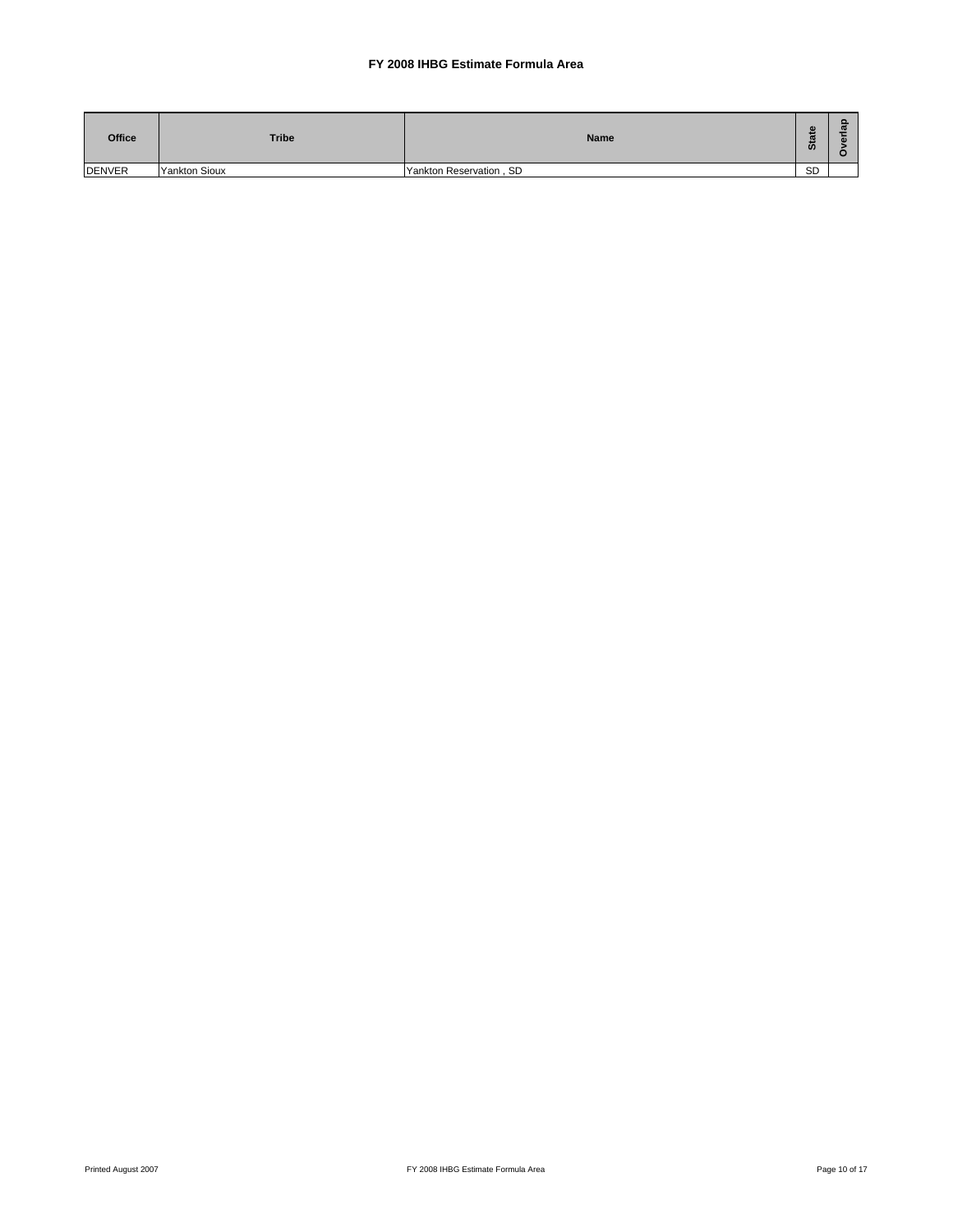## FY 2008 IHBG Estimate Formula Area

| Office | Tribe | Name | State | Overlap |
|---|---|---|---|---|
| DENVER | Yankton Sioux | Yankton Reservation , SD | SD | |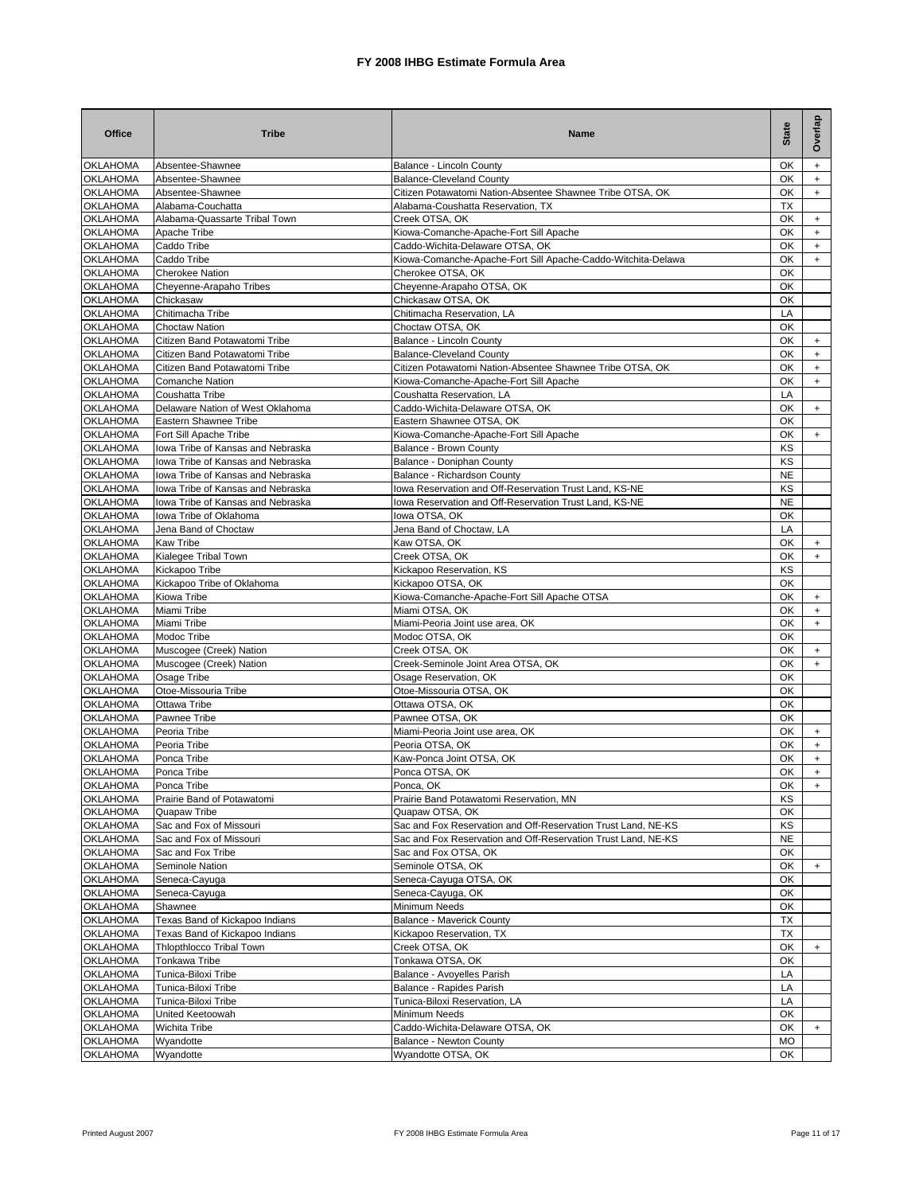# FY 2008 IHBG Estimate Formula Area

| Office | Tribe | Name | State | Overlap |
|---|---|---|---|---|
| OKLAHOMA | Absentee-Shawnee | Balance - Lincoln County | OK | + |
| OKLAHOMA | Absentee-Shawnee | Balance-Cleveland County | OK | + |
| OKLAHOMA | Absentee-Shawnee | Citizen Potawatomi Nation-Absentee Shawnee Tribe OTSA, OK | OK | + |
| OKLAHOMA | Alabama-Couchatta | Alabama-Coushatta Reservation, TX | TX | |
| OKLAHOMA | Alabama-Quassarte Tribal Town | Creek OTSA, OK | OK | + |
| OKLAHOMA | Apache Tribe | Kiowa-Comanche-Apache-Fort Sill Apache | OK | + |
| OKLAHOMA | Caddo Tribe | Caddo-Wichita-Delaware OTSA, OK | OK | + |
| OKLAHOMA | Caddo Tribe | Kiowa-Comanche-Apache-Fort Sill Apache-Caddo-Witchita-Delawa | OK | + |
| OKLAHOMA | Cherokee Nation | Cherokee OTSA, OK | OK | |
| OKLAHOMA | Cheyenne-Arapaho Tribes | Cheyenne-Arapaho OTSA, OK | OK | |
| OKLAHOMA | Chickasaw | Chickasaw OTSA, OK | OK | |
| OKLAHOMA | Chitimacha Tribe | Chitimacha Reservation, LA | LA | |
| OKLAHOMA | Choctaw Nation | Choctaw OTSA, OK | OK | |
| OKLAHOMA | Citizen Band Potawatomi Tribe | Balance - Lincoln County | OK | + |
| OKLAHOMA | Citizen Band Potawatomi Tribe | Balance-Cleveland County | OK | + |
| OKLAHOMA | Citizen Band Potawatomi Tribe | Citizen Potawatomi Nation-Absentee Shawnee Tribe OTSA, OK | OK | + |
| OKLAHOMA | Comanche Nation | Kiowa-Comanche-Apache-Fort Sill Apache | OK | + |
| OKLAHOMA | Coushatta Tribe | Coushatta Reservation, LA | LA | |
| OKLAHOMA | Delaware Nation of West Oklahoma | Caddo-Wichita-Delaware OTSA, OK | OK | + |
| OKLAHOMA | Eastern Shawnee Tribe | Eastern Shawnee OTSA, OK | OK | |
| OKLAHOMA | Fort Sill Apache Tribe | Kiowa-Comanche-Apache-Fort Sill Apache | OK | + |
| OKLAHOMA | Iowa Tribe of Kansas and Nebraska | Balance - Brown County | KS | |
| OKLAHOMA | Iowa Tribe of Kansas and Nebraska | Balance - Doniphan County | KS | |
| OKLAHOMA | Iowa Tribe of Kansas and Nebraska | Balance - Richardson County | NE | |
| OKLAHOMA | Iowa Tribe of Kansas and Nebraska | Iowa Reservation and Off-Reservation Trust Land, KS-NE | KS | |
| OKLAHOMA | Iowa Tribe of Kansas and Nebraska | Iowa Reservation and Off-Reservation Trust Land, KS-NE | NE | |
| OKLAHOMA | Iowa Tribe of Oklahoma | Iowa OTSA, OK | OK | |
| OKLAHOMA | Jena Band of Choctaw | Jena Band of Choctaw, LA | LA | |
| OKLAHOMA | Kaw Tribe | Kaw OTSA, OK | OK | + |
| OKLAHOMA | Kialegee Tribal Town | Creek OTSA, OK | OK | + |
| OKLAHOMA | Kickapoo Tribe | Kickapoo Reservation, KS | KS | |
| OKLAHOMA | Kickapoo Tribe of Oklahoma | Kickapoo OTSA, OK | OK | |
| OKLAHOMA | Kiowa Tribe | Kiowa-Comanche-Apache-Fort Sill Apache OTSA | OK | + |
| OKLAHOMA | Miami Tribe | Miami OTSA, OK | OK | + |
| OKLAHOMA | Miami Tribe | Miami-Peoria Joint use area, OK | OK | + |
| OKLAHOMA | Modoc Tribe | Modoc OTSA, OK | OK | |
| OKLAHOMA | Muscogee (Creek) Nation | Creek OTSA, OK | OK | + |
| OKLAHOMA | Muscogee (Creek) Nation | Creek-Seminole Joint Area OTSA, OK | OK | + |
| OKLAHOMA | Osage Tribe | Osage Reservation, OK | OK | |
| OKLAHOMA | Otoe-Missouria Tribe | Otoe-Missouria OTSA, OK | OK | |
| OKLAHOMA | Ottawa Tribe | Ottawa OTSA, OK | OK | |
| OKLAHOMA | Pawnee Tribe | Pawnee OTSA, OK | OK | |
| OKLAHOMA | Peoria Tribe | Miami-Peoria Joint use area, OK | OK | + |
| OKLAHOMA | Peoria Tribe | Peoria OTSA, OK | OK | + |
| OKLAHOMA | Ponca Tribe | Kaw-Ponca Joint OTSA, OK | OK | + |
| OKLAHOMA | Ponca Tribe | Ponca OTSA, OK | OK | + |
| OKLAHOMA | Ponca Tribe | Ponca, OK | OK | + |
| OKLAHOMA | Prairie Band of Potawatomi | Prairie Band Potawatomi Reservation, MN | KS | |
| OKLAHOMA | Quapaw Tribe | Quapaw OTSA, OK | OK | |
| OKLAHOMA | Sac and Fox of Missouri | Sac and Fox Reservation and Off-Reservation Trust Land, NE-KS | KS | |
| OKLAHOMA | Sac and Fox of Missouri | Sac and Fox Reservation and Off-Reservation Trust Land, NE-KS | NE | |
| OKLAHOMA | Sac and Fox Tribe | Sac and Fox OTSA, OK | OK | |
| OKLAHOMA | Seminole Nation | Seminole OTSA, OK | OK | + |
| OKLAHOMA | Seneca-Cayuga | Seneca-Cayuga OTSA, OK | OK | |
| OKLAHOMA | Seneca-Cayuga | Seneca-Cayuga, OK | OK | |
| OKLAHOMA | Shawnee | Minimum Needs | OK | |
| OKLAHOMA | Texas Band of Kickapoo Indians | Balance - Maverick County | TX | |
| OKLAHOMA | Texas Band of Kickapoo Indians | Kickapoo Reservation, TX | TX | |
| OKLAHOMA | Thlopthlocco Tribal Town | Creek OTSA, OK | OK | + |
| OKLAHOMA | Tonkawa Tribe | Tonkawa OTSA, OK | OK | |
| OKLAHOMA | Tunica-Biloxi Tribe | Balance - Avoyelles Parish | LA | |
| OKLAHOMA | Tunica-Biloxi Tribe | Balance - Rapides Parish | LA | |
| OKLAHOMA | Tunica-Biloxi Tribe | Tunica-Biloxi Reservation, LA | LA | |
| OKLAHOMA | United Keetoowah | Minimum Needs | OK | |
| OKLAHOMA | Wichita Tribe | Caddo-Wichita-Delaware OTSA, OK | OK | + |
| OKLAHOMA | Wyandotte | Balance - Newton County | MO | |
| OKLAHOMA | Wyandotte | Wyandotte OTSA, OK | OK | |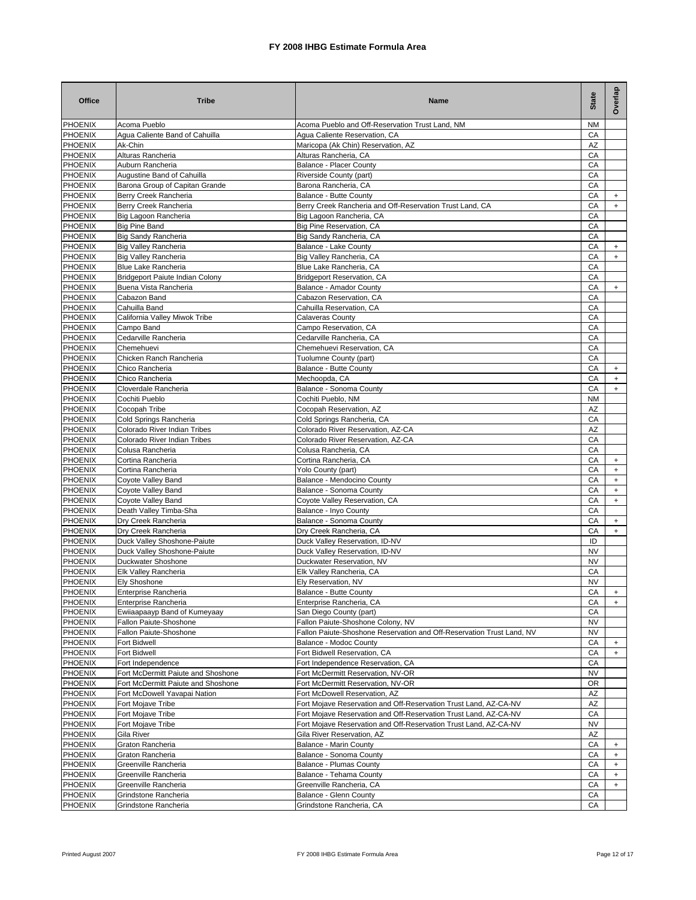# FY 2008 IHBG Estimate Formula Area

| Office | Tribe | Name | State | Overlap |
|---|---|---|---|---|
| PHOENIX | Acoma Pueblo | Acoma Pueblo and Off-Reservation Trust Land, NM | NM | |
| PHOENIX | Agua Caliente Band of Cahuilla | Agua Caliente Reservation, CA | CA | |
| PHOENIX | Ak-Chin | Maricopa (Ak Chin) Reservation, AZ | AZ | |
| PHOENIX | Alturas Rancheria | Alturas Rancheria, CA | CA | |
| PHOENIX | Auburn Rancheria | Balance - Placer County | CA | |
| PHOENIX | Augustine Band of Cahuilla | Riverside County (part) | CA | |
| PHOENIX | Barona Group of Capitan Grande | Barona Rancheria, CA | CA | |
| PHOENIX | Berry Creek Rancheria | Balance - Butte County | CA | + |
| PHOENIX | Berry Creek Rancheria | Berry Creek Rancheria and Off-Reservation Trust Land, CA | CA | + |
| PHOENIX | Big Lagoon Rancheria | Big Lagoon Rancheria, CA | CA | |
| PHOENIX | Big Pine Band | Big Pine Reservation, CA | CA | |
| PHOENIX | Big Sandy Rancheria | Big Sandy Rancheria, CA | CA | |
| PHOENIX | Big Valley Rancheria | Balance - Lake County | CA | + |
| PHOENIX | Big Valley Rancheria | Big Valley Rancheria, CA | CA | + |
| PHOENIX | Blue Lake Rancheria | Blue Lake Rancheria, CA | CA | |
| PHOENIX | Bridgeport Paiute Indian Colony | Bridgeport Reservation, CA | CA | |
| PHOENIX | Buena Vista Rancheria | Balance - Amador County | CA | + |
| PHOENIX | Cabazon Band | Cabazon Reservation, CA | CA | |
| PHOENIX | Cahuilla Band | Cahuilla Reservation, CA | CA | |
| PHOENIX | California Valley Miwok Tribe | Calaveras County | CA | |
| PHOENIX | Campo Band | Campo Reservation, CA | CA | |
| PHOENIX | Cedarville Rancheria | Cedarville Rancheria, CA | CA | |
| PHOENIX | Chemehuevi | Chemehuevi Reservation, CA | CA | |
| PHOENIX | Chicken Ranch Rancheria | Tuolumne County (part) | CA | |
| PHOENIX | Chico Rancheria | Balance - Butte County | CA | + |
| PHOENIX | Chico Rancheria | Mechoopda, CA | CA | + |
| PHOENIX | Cloverdale Rancheria | Balance - Sonoma County | CA | + |
| PHOENIX | Cochiti Pueblo | Cochiti Pueblo, NM | NM | |
| PHOENIX | Cocopah Tribe | Cocopah Reservation, AZ | AZ | |
| PHOENIX | Cold Springs Rancheria | Cold Springs Rancheria, CA | CA | |
| PHOENIX | Colorado River Indian Tribes | Colorado River Reservation, AZ-CA | AZ | |
| PHOENIX | Colorado River Indian Tribes | Colorado River Reservation, AZ-CA | CA | |
| PHOENIX | Colusa Rancheria | Colusa Rancheria, CA | CA | |
| PHOENIX | Cortina Rancheria | Cortina Rancheria, CA | CA | + |
| PHOENIX | Cortina Rancheria | Yolo County (part) | CA | + |
| PHOENIX | Coyote Valley Band | Balance - Mendocino County | CA | + |
| PHOENIX | Coyote Valley Band | Balance - Sonoma County | CA | + |
| PHOENIX | Coyote Valley Band | Coyote Valley Reservation, CA | CA | + |
| PHOENIX | Death Valley Timba-Sha | Balance - Inyo County | CA | |
| PHOENIX | Dry Creek Rancheria | Balance - Sonoma County | CA | + |
| PHOENIX | Dry Creek Rancheria | Dry Creek Rancheria, CA | CA | + |
| PHOENIX | Duck Valley Shoshone-Paiute | Duck Valley Reservation, ID-NV | ID | |
| PHOENIX | Duck Valley Shoshone-Paiute | Duck Valley Reservation, ID-NV | NV | |
| PHOENIX | Duckwater Shoshone | Duckwater Reservation, NV | NV | |
| PHOENIX | Elk Valley Rancheria | Elk Valley Rancheria, CA | CA | |
| PHOENIX | Ely Shoshone | Ely Reservation, NV | NV | |
| PHOENIX | Enterprise Rancheria | Balance - Butte County | CA | + |
| PHOENIX | Enterprise Rancheria | Enterprise Rancheria, CA | CA | + |
| PHOENIX | Ewiiaapaayp Band of Kumeyaay | San Diego County (part) | CA | |
| PHOENIX | Fallon Paiute-Shoshone | Fallon Paiute-Shoshone Colony, NV | NV | |
| PHOENIX | Fallon Paiute-Shoshone | Fallon Paiute-Shoshone Reservation and Off-Reservation Trust Land, NV | NV | |
| PHOENIX | Fort Bidwell | Balance - Modoc County | CA | + |
| PHOENIX | Fort Bidwell | Fort Bidwell Reservation, CA | CA | + |
| PHOENIX | Fort Independence | Fort Independence Reservation, CA | CA | |
| PHOENIX | Fort McDermitt Paiute and Shoshone | Fort McDermitt Reservation, NV-OR | NV | |
| PHOENIX | Fort McDermitt Paiute and Shoshone | Fort McDermitt Reservation, NV-OR | OR | |
| PHOENIX | Fort McDowell Yavapai Nation | Fort McDowell Reservation, AZ | AZ | |
| PHOENIX | Fort Mojave Tribe | Fort Mojave Reservation and Off-Reservation Trust Land, AZ-CA-NV | AZ | |
| PHOENIX | Fort Mojave Tribe | Fort Mojave Reservation and Off-Reservation Trust Land, AZ-CA-NV | CA | |
| PHOENIX | Fort Mojave Tribe | Fort Mojave Reservation and Off-Reservation Trust Land, AZ-CA-NV | NV | |
| PHOENIX | Gila River | Gila River Reservation, AZ | AZ | |
| PHOENIX | Graton Rancheria | Balance - Marin County | CA | + |
| PHOENIX | Graton Rancheria | Balance - Sonoma County | CA | + |
| PHOENIX | Greenville Rancheria | Balance - Plumas County | CA | + |
| PHOENIX | Greenville Rancheria | Balance - Tehama County | CA | + |
| PHOENIX | Greenville Rancheria | Greenville Rancheria, CA | CA | + |
| PHOENIX | Grindstone Rancheria | Balance - Glenn County | CA | |
| PHOENIX | Grindstone Rancheria | Grindstone Rancheria, CA | CA | |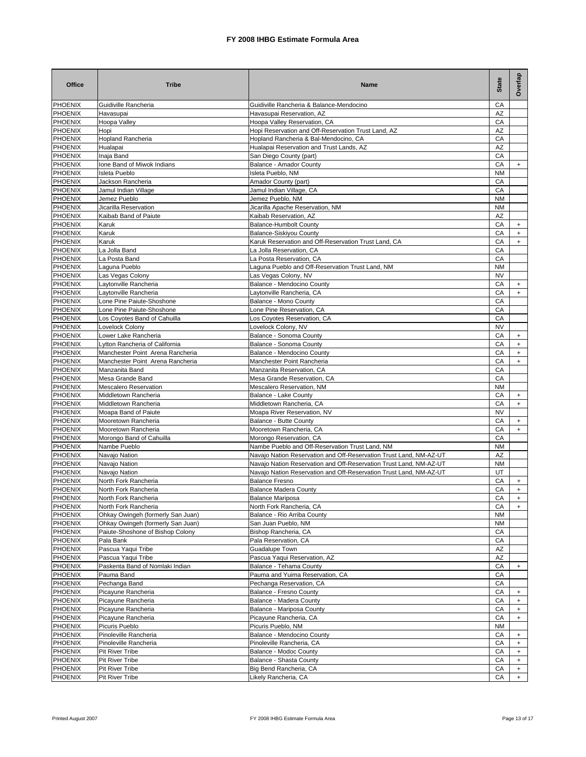# FY 2008 IHBG Estimate Formula Area

| Office | Tribe | Name | State | Overlap |
|---|---|---|---|---|
| PHOENIX | Guidiville Rancheria | Guidiville Rancheria & Balance-Mendocino | CA | |
| PHOENIX | Havasupai | Havasupai Reservation, AZ | AZ | |
| PHOENIX | Hoopa Valley | Hoopa Valley Reservation, CA | CA | |
| PHOENIX | Hopi | Hopi Reservation and Off-Reservation Trust Land, AZ | AZ | |
| PHOENIX | Hopland Rancheria | Hopland Rancheria & Bal-Mendocino, CA | CA | |
| PHOENIX | Hualapai | Hualapai Reservation and Trust Lands, AZ | AZ | |
| PHOENIX | Inaja Band | San Diego County (part) | CA | |
| PHOENIX | Ione Band of Miwok Indians | Balance - Amador County | CA | + |
| PHOENIX | Isleta Pueblo | Isleta Pueblo, NM | NM | |
| PHOENIX | Jackson Rancheria | Amador County (part) | CA | |
| PHOENIX | Jamul Indian Village | Jamul Indian Village, CA | CA | |
| PHOENIX | Jemez Pueblo | Jemez Pueblo, NM | NM | |
| PHOENIX | Jicarilla Reservation | Jicarilla Apache Reservation, NM | NM | |
| PHOENIX | Kaibab Band of Paiute | Kaibab Reservation, AZ | AZ | |
| PHOENIX | Karuk | Balance-Humbolt County | CA | + |
| PHOENIX | Karuk | Balance-Siskiyou County | CA | + |
| PHOENIX | Karuk | Karuk Reservation and Off-Reservation Trust Land, CA | CA | + |
| PHOENIX | La Jolla Band | La Jolla Reservation, CA | CA | |
| PHOENIX | La Posta Band | La Posta Reservation, CA | CA | |
| PHOENIX | Laguna Pueblo | Laguna Pueblo and Off-Reservation Trust Land, NM | NM | |
| PHOENIX | Las Vegas Colony | Las Vegas Colony, NV | NV | |
| PHOENIX | Laytonville Rancheria | Balance - Mendocino County | CA | + |
| PHOENIX | Laytonville Rancheria | Laytonville Rancheria, CA | CA | + |
| PHOENIX | Lone Pine Paiute-Shoshone | Balance - Mono County | CA | |
| PHOENIX | Lone Pine Paiute-Shoshone | Lone Pine Reservation, CA | CA | |
| PHOENIX | Los Coyotes Band of Cahuilla | Los Coyotes Reservation, CA | CA | |
| PHOENIX | Lovelock Colony | Lovelock Colony, NV | NV | |
| PHOENIX | Lower Lake Rancheria | Balance - Sonoma County | CA | + |
| PHOENIX | Lytton Rancheria of California | Balance - Sonoma County | CA | + |
| PHOENIX | Manchester Point Arena Rancheria | Balance - Mendocino County | CA | + |
| PHOENIX | Manchester Point Arena Rancheria | Manchester Point Rancheria | CA | + |
| PHOENIX | Manzanita Band | Manzanita Reservation, CA | CA | |
| PHOENIX | Mesa Grande Band | Mesa Grande Reservation, CA | CA | |
| PHOENIX | Mescalero Reservation | Mescalero Reservation, NM | NM | |
| PHOENIX | Middletown Rancheria | Balance - Lake County | CA | + |
| PHOENIX | Middletown Rancheria | Middletown Rancheria, CA | CA | + |
| PHOENIX | Moapa Band of Paiute | Moapa River Reservation, NV | NV | |
| PHOENIX | Mooretown Rancheria | Balance - Butte County | CA | + |
| PHOENIX | Mooretown Rancheria | Mooretown Rancheria, CA | CA | + |
| PHOENIX | Morongo Band of Cahuilla | Morongo Reservation, CA | CA | |
| PHOENIX | Nambe Pueblo | Nambe Pueblo and Off-Reservation Trust Land, NM | NM | |
| PHOENIX | Navajo Nation | Navajo Nation Reservation and Off-Reservation Trust Land, NM-AZ-UT | AZ | |
| PHOENIX | Navajo Nation | Navajo Nation Reservation and Off-Reservation Trust Land, NM-AZ-UT | NM | |
| PHOENIX | Navajo Nation | Navajo Nation Reservation and Off-Reservation Trust Land, NM-AZ-UT | UT | |
| PHOENIX | North Fork Rancheria | Balance Fresno | CA | + |
| PHOENIX | North Fork Rancheria | Balance Madera County | CA | + |
| PHOENIX | North Fork Rancheria | Balance Mariposa | CA | + |
| PHOENIX | North Fork Rancheria | North Fork Rancheria, CA | CA | + |
| PHOENIX | Ohkay Owingeh (formerly San Juan) | Balance - Rio Arriba County | NM | |
| PHOENIX | Ohkay Owingeh (formerly San Juan) | San Juan Pueblo, NM | NM | |
| PHOENIX | Paiute-Shoshone of Bishop Colony | Bishop Rancheria, CA | CA | |
| PHOENIX | Pala Bank | Pala Reservation, CA | CA | |
| PHOENIX | Pascua Yaqui Tribe | Guadalupe Town | AZ | |
| PHOENIX | Pascua Yaqui Tribe | Pascua Yaqui Reservation, AZ | AZ | |
| PHOENIX | Paskenta Band of Nomlaki Indian | Balance - Tehama County | CA | + |
| PHOENIX | Pauma Band | Pauma and Yuima Reservation, CA | CA | |
| PHOENIX | Pechanga Band | Pechanga Reservation, CA | CA | |
| PHOENIX | Picayune Rancheria | Balance - Fresno County | CA | + |
| PHOENIX | Picayune Rancheria | Balance - Madera County | CA | + |
| PHOENIX | Picayune Rancheria | Balance - Mariposa County | CA | + |
| PHOENIX | Picayune Rancheria | Picayune Rancheria, CA | CA | + |
| PHOENIX | Picuris Pueblo | Picuris Pueblo, NM | NM | |
| PHOENIX | Pinoleville Rancheria | Balance - Mendocino County | CA | + |
| PHOENIX | Pinoleville Rancheria | Pinoleville Rancheria, CA | CA | + |
| PHOENIX | Pit River Tribe | Balance - Modoc County | CA | + |
| PHOENIX | Pit River Tribe | Balance - Shasta County | CA | + |
| PHOENIX | Pit River Tribe | Big Bend Rancheria, CA | CA | + |
| PHOENIX | Pit River Tribe | Likely Rancheria, CA | CA | + |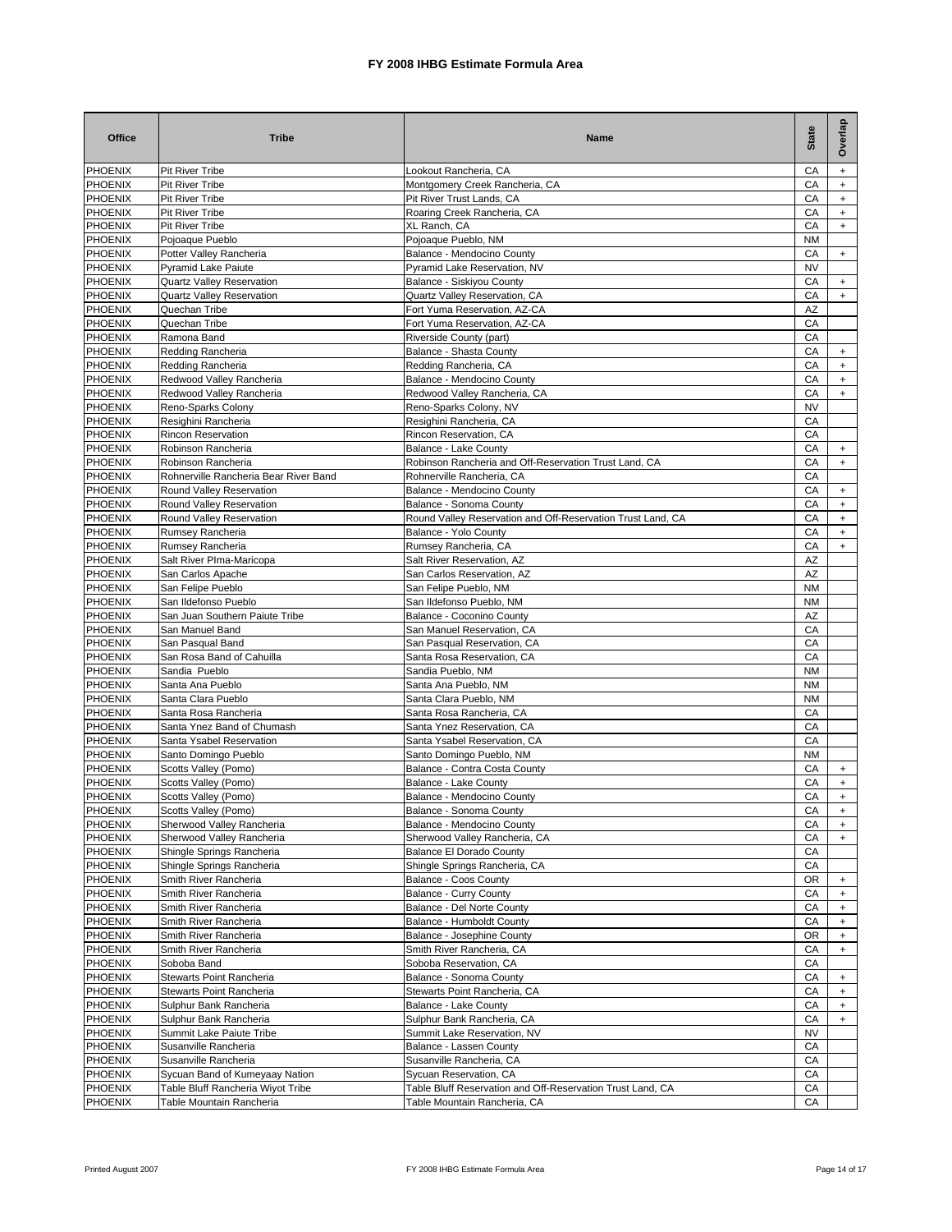# FY 2008 IHBG Estimate Formula Area

| Office | Tribe | Name | State | Overlap |
|---|---|---|---|---|
| PHOENIX | Pit River Tribe | Lookout Rancheria, CA | CA | + |
| PHOENIX | Pit River Tribe | Montgomery Creek Rancheria, CA | CA | + |
| PHOENIX | Pit River Tribe | Pit River Trust Lands, CA | CA | + |
| PHOENIX | Pit River Tribe | Roaring Creek Rancheria, CA | CA | + |
| PHOENIX | Pit River Tribe | XL Ranch, CA | CA | + |
| PHOENIX | Pojoaque Pueblo | Pojoaque Pueblo, NM | NM | |
| PHOENIX | Potter Valley Rancheria | Balance - Mendocino County | CA | + |
| PHOENIX | Pyramid Lake Paiute | Pyramid Lake Reservation, NV | NV | |
| PHOENIX | Quartz Valley Reservation | Balance - Siskiyou County | CA | + |
| PHOENIX | Quartz Valley Reservation | Quartz Valley Reservation, CA | CA | + |
| PHOENIX | Quechan Tribe | Fort Yuma Reservation, AZ-CA | AZ | |
| PHOENIX | Quechan Tribe | Fort Yuma Reservation, AZ-CA | CA | |
| PHOENIX | Ramona Band | Riverside County (part) | CA | |
| PHOENIX | Redding Rancheria | Balance - Shasta County | CA | + |
| PHOENIX | Redding Rancheria | Redding Rancheria, CA | CA | + |
| PHOENIX | Redwood Valley Rancheria | Balance - Mendocino County | CA | + |
| PHOENIX | Redwood Valley Rancheria | Redwood Valley Rancheria, CA | CA | + |
| PHOENIX | Reno-Sparks Colony | Reno-Sparks Colony, NV | NV | |
| PHOENIX | Resighini Rancheria | Resighini Rancheria, CA | CA | |
| PHOENIX | Rincon Reservation | Rincon Reservation, CA | CA | |
| PHOENIX | Robinson Rancheria | Balance - Lake County | CA | + |
| PHOENIX | Robinson Rancheria | Robinson Rancheria and Off-Reservation Trust Land, CA | CA | + |
| PHOENIX | Rohnerville Rancheria Bear River Band | Rohnerville Rancheria, CA | CA | |
| PHOENIX | Round Valley Reservation | Balance - Mendocino County | CA | + |
| PHOENIX | Round Valley Reservation | Balance - Sonoma County | CA | + |
| PHOENIX | Round Valley Reservation | Round Valley Reservation and Off-Reservation Trust Land, CA | CA | + |
| PHOENIX | Rumsey Rancheria | Balance - Yolo County | CA | + |
| PHOENIX | Rumsey Rancheria | Rumsey Rancheria, CA | CA | + |
| PHOENIX | Salt River PIma-Maricopa | Salt River Reservation, AZ | AZ | |
| PHOENIX | San Carlos Apache | San Carlos Reservation, AZ | AZ | |
| PHOENIX | San Felipe Pueblo | San Felipe Pueblo, NM | NM | |
| PHOENIX | San Ildefonso Pueblo | San Ildefonso Pueblo, NM | NM | |
| PHOENIX | San Juan Southern Paiute Tribe | Balance - Coconino County | AZ | |
| PHOENIX | San Manuel Band | San Manuel Reservation, CA | CA | |
| PHOENIX | San Pasqual Band | San Pasqual Reservation, CA | CA | |
| PHOENIX | San Rosa Band of Cahuilla | Santa Rosa Reservation, CA | CA | |
| PHOENIX | Sandia Pueblo | Sandia Pueblo, NM | NM | |
| PHOENIX | Santa Ana Pueblo | Santa Ana Pueblo, NM | NM | |
| PHOENIX | Santa Clara Pueblo | Santa Clara Pueblo, NM | NM | |
| PHOENIX | Santa Rosa Rancheria | Santa Rosa Rancheria, CA | CA | |
| PHOENIX | Santa Ynez Band of Chumash | Santa Ynez Reservation, CA | CA | |
| PHOENIX | Santa Ysabel Reservation | Santa Ysabel Reservation, CA | CA | |
| PHOENIX | Santo Domingo Pueblo | Santo Domingo Pueblo, NM | NM | |
| PHOENIX | Scotts Valley (Pomo) | Balance - Contra Costa County | CA | + |
| PHOENIX | Scotts Valley (Pomo) | Balance - Lake County | CA | + |
| PHOENIX | Scotts Valley (Pomo) | Balance - Mendocino County | CA | + |
| PHOENIX | Scotts Valley (Pomo) | Balance - Sonoma County | CA | + |
| PHOENIX | Sherwood Valley Rancheria | Balance - Mendocino County | CA | + |
| PHOENIX | Sherwood Valley Rancheria | Sherwood Valley Rancheria, CA | CA | + |
| PHOENIX | Shingle Springs Rancheria | Balance El Dorado County | CA | |
| PHOENIX | Shingle Springs Rancheria | Shingle Springs Rancheria, CA | CA | |
| PHOENIX | Smith River Rancheria | Balance - Coos County | OR | + |
| PHOENIX | Smith River Rancheria | Balance - Curry County | CA | + |
| PHOENIX | Smith River Rancheria | Balance - Del Norte County | CA | + |
| PHOENIX | Smith River Rancheria | Balance - Humboldt County | CA | + |
| PHOENIX | Smith River Rancheria | Balance - Josephine County | OR | + |
| PHOENIX | Smith River Rancheria | Smith River Rancheria, CA | CA | + |
| PHOENIX | Soboba Band | Soboba Reservation, CA | CA | |
| PHOENIX | Stewarts Point Rancheria | Balance - Sonoma County | CA | + |
| PHOENIX | Stewarts Point Rancheria | Stewarts Point Rancheria, CA | CA | + |
| PHOENIX | Sulphur Bank Rancheria | Balance - Lake County | CA | + |
| PHOENIX | Sulphur Bank Rancheria | Sulphur Bank Rancheria, CA | CA | + |
| PHOENIX | Summit Lake Paiute Tribe | Summit Lake Reservation, NV | NV | |
| PHOENIX | Susanville Rancheria | Balance - Lassen County | CA | |
| PHOENIX | Susanville Rancheria | Susanville Rancheria, CA | CA | |
| PHOENIX | Sycuan Band of Kumeyaay Nation | Sycuan Reservation, CA | CA | |
| PHOENIX | Table Bluff Rancheria Wiyot Tribe | Table Bluff Reservation and Off-Reservation Trust Land, CA | CA | |
| PHOENIX | Table Mountain Rancheria | Table Mountain Rancheria, CA | CA | |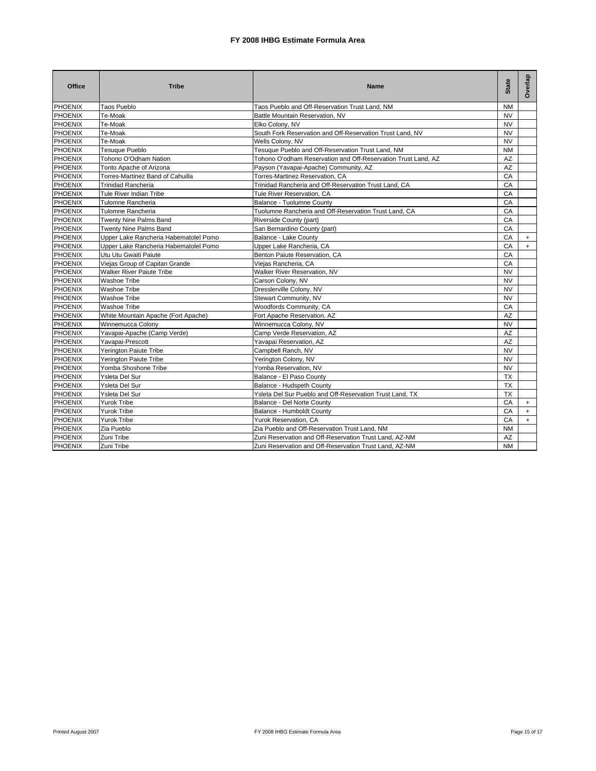# FY 2008 IHBG Estimate Formula Area

| Office | Tribe | Name | State | Overlap |
|---|---|---|---|---|
| PHOENIX | Taos Pueblo | Taos Pueblo and Off-Reservation Trust Land, NM | NM | |
| PHOENIX | Te-Moak | Battle Mountain Reservation, NV | NV | |
| PHOENIX | Te-Moak | Elko Colony, NV | NV | |
| PHOENIX | Te-Moak | South Fork Reservation and Off-Reservation Trust Land, NV | NV | |
| PHOENIX | Te-Moak | Wells Colony, NV | NV | |
| PHOENIX | Tesuque Pueblo | Tesuque Pueblo and Off-Reservation Trust Land, NM | NM | |
| PHOENIX | Tohono O'Odham Nation | Tohono O'odham Reservation and Off-Reservation Trust Land, AZ | AZ | |
| PHOENIX | Tonto Apache of Arizona | Payson (Yavapai-Apache) Community, AZ | AZ | |
| PHOENIX | Torres-Martinez Band of Cahuilla | Torres-Martinez Reservation, CA | CA | |
| PHOENIX | Trinidad Rancheria | Trinidad Rancheria and Off-Reservation Trust Land, CA | CA | |
| PHOENIX | Tule River Indian Tribe | Tule River Reservation, CA | CA | |
| PHOENIX | Tulomne Rancheria | Balance - Tuolumne County | CA | |
| PHOENIX | Tulomne Rancheria | Tuolumne Rancheria and Off-Reservation Trust Land, CA | CA | |
| PHOENIX | Twenty Nine Palms Band | Riverside County (part) | CA | |
| PHOENIX | Twenty Nine Palms Band | San Bernardino County (part) | CA | |
| PHOENIX | Upper Lake Rancheria Habematolel Pomo | Balance - Lake County | CA | + |
| PHOENIX | Upper Lake Rancheria Habematolel Pomo | Upper Lake Rancheria, CA | CA | + |
| PHOENIX | Utu Utu Gwaiti Paiute | Benton Paiute Reservation, CA | CA | |
| PHOENIX | Viejas Group of Capitan Grande | Viejas Rancheria, CA | CA | |
| PHOENIX | Walker River Paiute Tribe | Walker River Reservation, NV | NV | |
| PHOENIX | Washoe Tribe | Carson Colony, NV | NV | |
| PHOENIX | Washoe Tribe | Dresslerville Colony, NV | NV | |
| PHOENIX | Washoe Tribe | Stewart Community, NV | NV | |
| PHOENIX | Washoe Tribe | Woodfords Community, CA | CA | |
| PHOENIX | White Mountain Apache (Fort Apache) | Fort Apache Reservation, AZ | AZ | |
| PHOENIX | Winnemucca Colony | Winnemucca Colony, NV | NV | |
| PHOENIX | Yavapai-Apache (Camp Verde) | Camp Verde Reservation, AZ | AZ | |
| PHOENIX | Yavapai-Prescott | Yavapai Reservation, AZ | AZ | |
| PHOENIX | Yerington Paiute Tribe | Campbell Ranch, NV | NV | |
| PHOENIX | Yerington Paiute Tribe | Yerington Colony, NV | NV | |
| PHOENIX | Yomba Shoshone Tribe | Yomba Reservation, NV | NV | |
| PHOENIX | Ysleta Del Sur | Balance - El Paso County | TX | |
| PHOENIX | Ysleta Del Sur | Balance - Hudspeth County | TX | |
| PHOENIX | Ysleta Del Sur | Ysleta Del Sur Pueblo and Off-Reservation Trust Land, TX | TX | |
| PHOENIX | Yurok Tribe | Balance - Del Norte County | CA | + |
| PHOENIX | Yurok Tribe | Balance - Humboldt County | CA | + |
| PHOENIX | Yurok Tribe | Yurok Reservation, CA | CA | + |
| PHOENIX | Zia Pueblo | Zia Pueblo and Off-Reservation Trust Land, NM | NM | |
| PHOENIX | Zuni Tribe | Zuni Reservation and Off-Reservation Trust Land, AZ-NM | AZ | |
| PHOENIX | Zuni Tribe | Zuni Reservation and Off-Reservation Trust Land, AZ-NM | NM | |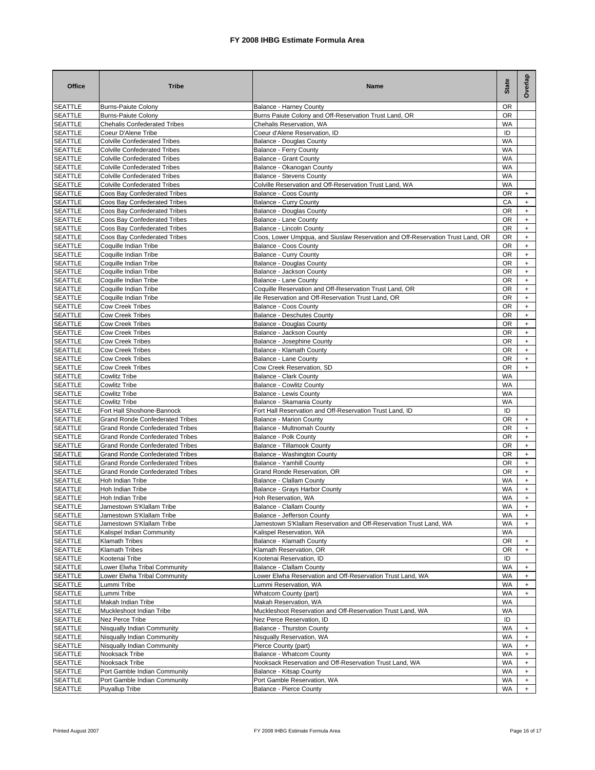# FY 2008 IHBG Estimate Formula Area

| Office | Tribe | Name | State | Overlap |
|---|---|---|---|---|
| SEATTLE | Burns-Paiute Colony | Balance - Harney County | OR | |
| SEATTLE | Burns-Paiute Colony | Burns Paiute Colony and Off-Reservation Trust Land, OR | OR | |
| SEATTLE | Chehalis Confederated Tribes | Chehalis Reservation, WA | WA | |
| SEATTLE | Coeur D'Alene Tribe | Coeur d'Alene Reservation, ID | ID | |
| SEATTLE | Colville Confederated Tribes | Balance - Douglas County | WA | |
| SEATTLE | Colville Confederated Tribes | Balance - Ferry County | WA | |
| SEATTLE | Colville Confederated Tribes | Balance - Grant County | WA | |
| SEATTLE | Colville Confederated Tribes | Balance - Okanogan County | WA | |
| SEATTLE | Colville Confederated Tribes | Balance - Stevens County | WA | |
| SEATTLE | Colville Confederated Tribes | Colville Reservation and Off-Reservation Trust Land, WA | WA | |
| SEATTLE | Coos Bay Confederated Tribes | Balance - Coos County | OR | + |
| SEATTLE | Coos Bay Confederated Tribes | Balance - Curry County | CA | + |
| SEATTLE | Coos Bay Confederated Tribes | Balance - Douglas County | OR | + |
| SEATTLE | Coos Bay Confederated Tribes | Balance - Lane County | OR | + |
| SEATTLE | Coos Bay Confederated Tribes | Balance - Lincoln County | OR | + |
| SEATTLE | Coos Bay Confederated Tribes | Coos, Lower Umpqua, and Siuslaw Reservation and Off-Reservation Trust Land, OR | OR | + |
| SEATTLE | Coquille Indian Tribe | Balance - Coos County | OR | + |
| SEATTLE | Coquille Indian Tribe | Balance - Curry County | OR | + |
| SEATTLE | Coquille Indian Tribe | Balance - Douglas County | OR | + |
| SEATTLE | Coquille Indian Tribe | Balance - Jackson County | OR | + |
| SEATTLE | Coquille Indian Tribe | Balance - Lane County | OR | + |
| SEATTLE | Coquille Indian Tribe | Coquille Reservation and Off-Reservation Trust Land, OR | OR | + |
| SEATTLE | Coquille Indian Tribe | ille Reservation and Off-Reservation Trust Land, OR | OR | + |
| SEATTLE | Cow Creek Tribes | Balance - Coos County | OR | + |
| SEATTLE | Cow Creek Tribes | Balance - Deschutes County | OR | + |
| SEATTLE | Cow Creek Tribes | Balance - Douglas County | OR | + |
| SEATTLE | Cow Creek Tribes | Balance - Jackson County | OR | + |
| SEATTLE | Cow Creek Tribes | Balance - Josephine County | OR | + |
| SEATTLE | Cow Creek Tribes | Balance - Klamath County | OR | + |
| SEATTLE | Cow Creek Tribes | Balance - Lane County | OR | + |
| SEATTLE | Cow Creek Tribes | Cow Creek Reservation, SD | OR | + |
| SEATTLE | Cowlitz Tribe | Balance - Clark County | WA | |
| SEATTLE | Cowlitz Tribe | Balance - Cowlitz County | WA | |
| SEATTLE | Cowlitz Tribe | Balance - Lewis County | WA | |
| SEATTLE | Cowlitz Tribe | Balance - Skamania County | WA | |
| SEATTLE | Fort Hall Shoshone-Bannock | Fort Hall Reservation and Off-Reservation Trust Land, ID | ID | |
| SEATTLE | Grand Ronde Confederated Tribes | Balance - Marion County | OR | + |
| SEATTLE | Grand Ronde Confederated Tribes | Balance - Multnomah County | OR | + |
| SEATTLE | Grand Ronde Confederated Tribes | Balance - Polk County | OR | + |
| SEATTLE | Grand Ronde Confederated Tribes | Balance - Tillamook County | OR | + |
| SEATTLE | Grand Ronde Confederated Tribes | Balance - Washington County | OR | + |
| SEATTLE | Grand Ronde Confederated Tribes | Balance - Yamhill County | OR | + |
| SEATTLE | Grand Ronde Confederated Tribes | Grand Ronde Reservation, OR | OR | + |
| SEATTLE | Hoh Indian Tribe | Balance - Clallam County | WA | + |
| SEATTLE | Hoh Indian Tribe | Balance - Grays Harbor County | WA | + |
| SEATTLE | Hoh Indian Tribe | Hoh Reservation, WA | WA | + |
| SEATTLE | Jamestown S'Klallam Tribe | Balance - Clallam County | WA | + |
| SEATTLE | Jamestown S'Klallam Tribe | Balance - Jefferson County | WA | + |
| SEATTLE | Jamestown S'Klallam Tribe | Jamestown S'Klallam Reservation and Off-Reservation Trust Land, WA | WA | + |
| SEATTLE | Kalispel Indian Community | Kalispel Reservation, WA | WA | |
| SEATTLE | Klamath Tribes | Balance - Klamath County | OR | + |
| SEATTLE | Klamath Tribes | Klamath Reservation, OR | OR | + |
| SEATTLE | Kootenai Tribe | Kootenai Reservation, ID | ID | |
| SEATTLE | Lower Elwha Tribal Community | Balance - Clallam County | WA | + |
| SEATTLE | Lower Elwha Tribal Community | Lower Elwha Reservation and Off-Reservation Trust Land, WA | WA | + |
| SEATTLE | Lummi Tribe | Lummi Reservation, WA | WA | + |
| SEATTLE | Lummi Tribe | Whatcom County (part) | WA | + |
| SEATTLE | Makah Indian Tribe | Makah Reservation, WA | WA | |
| SEATTLE | Muckleshoot Indian Tribe | Muckleshoot Reservation and Off-Reservation Trust Land, WA | WA | |
| SEATTLE | Nez Perce Tribe | Nez Perce Reservation, ID | ID | |
| SEATTLE | Nisqually Indian Community | Balance - Thurston County | WA | + |
| SEATTLE | Nisqually Indian Community | Nisqually Reservation, WA | WA | + |
| SEATTLE | Nisqually Indian Community | Pierce County (part) | WA | + |
| SEATTLE | Nooksack Tribe | Balance - Whatcom County | WA | + |
| SEATTLE | Nooksack Tribe | Nooksack Reservation and Off-Reservation Trust Land, WA | WA | + |
| SEATTLE | Port Gamble Indian Community | Balance - Kitsap County | WA | + |
| SEATTLE | Port Gamble Indian Community | Port Gamble Reservation, WA | WA | + |
| SEATTLE | Puyallup Tribe | Balance - Pierce County | WA | + |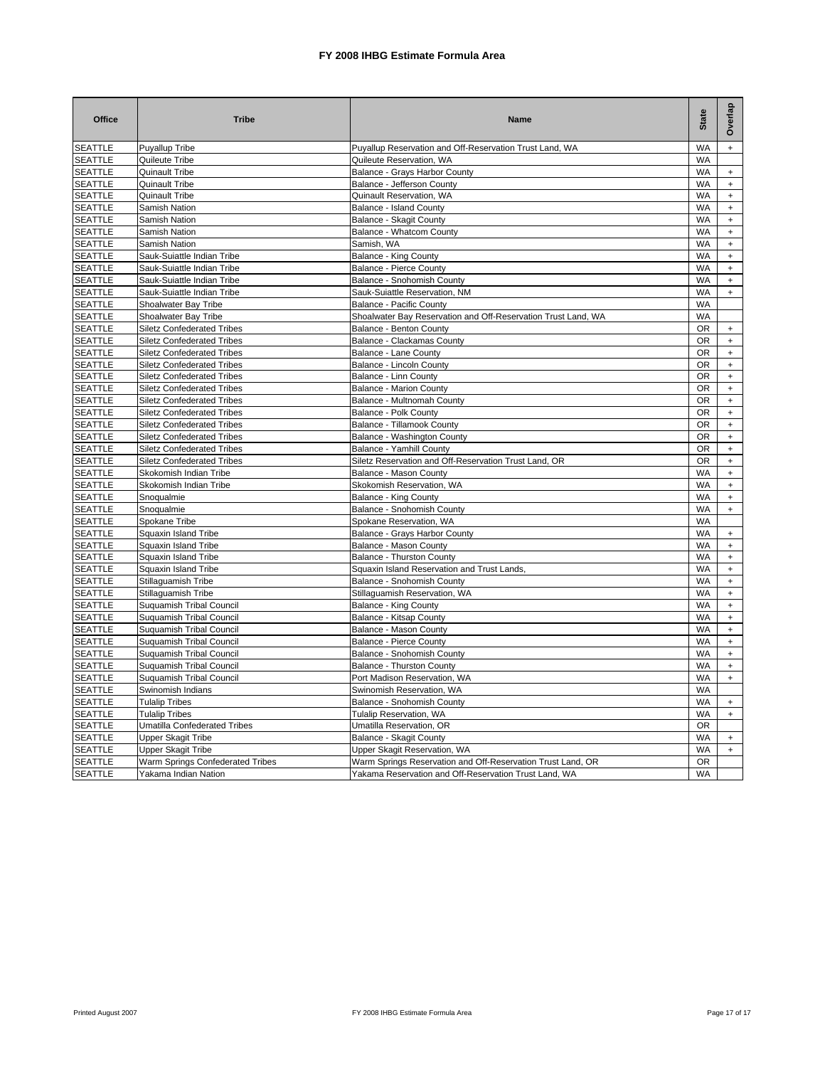# FY 2008 IHBG Estimate Formula Area

| Office | Tribe | Name | State | Overlap |
|---|---|---|---|---|
| SEATTLE | Puyallup Tribe | Puyallup Reservation and Off-Reservation Trust Land, WA | WA | + |
| SEATTLE | Quileute Tribe | Quileute Reservation, WA | WA | |
| SEATTLE | Quinault Tribe | Balance - Grays Harbor County | WA | + |
| SEATTLE | Quinault Tribe | Balance - Jefferson County | WA | + |
| SEATTLE | Quinault Tribe | Quinault Reservation, WA | WA | + |
| SEATTLE | Samish Nation | Balance - Island County | WA | + |
| SEATTLE | Samish Nation | Balance - Skagit County | WA | + |
| SEATTLE | Samish Nation | Balance - Whatcom County | WA | + |
| SEATTLE | Samish Nation | Samish, WA | WA | + |
| SEATTLE | Sauk-Suiattle Indian Tribe | Balance - King County | WA | + |
| SEATTLE | Sauk-Suiattle Indian Tribe | Balance - Pierce County | WA | + |
| SEATTLE | Sauk-Suiattle Indian Tribe | Balance - Snohomish County | WA | + |
| SEATTLE | Sauk-Suiattle Indian Tribe | Sauk-Suiattle Reservation, NM | WA | + |
| SEATTLE | Shoalwater Bay Tribe | Balance - Pacific County | WA | |
| SEATTLE | Shoalwater Bay Tribe | Shoalwater Bay Reservation and Off-Reservation Trust Land, WA | WA | |
| SEATTLE | Siletz Confederated Tribes | Balance - Benton County | OR | + |
| SEATTLE | Siletz Confederated Tribes | Balance - Clackamas County | OR | + |
| SEATTLE | Siletz Confederated Tribes | Balance - Lane County | OR | + |
| SEATTLE | Siletz Confederated Tribes | Balance - Lincoln County | OR | + |
| SEATTLE | Siletz Confederated Tribes | Balance - Linn County | OR | + |
| SEATTLE | Siletz Confederated Tribes | Balance - Marion County | OR | + |
| SEATTLE | Siletz Confederated Tribes | Balance - Multnomah County | OR | + |
| SEATTLE | Siletz Confederated Tribes | Balance - Polk County | OR | + |
| SEATTLE | Siletz Confederated Tribes | Balance - Tillamook County | OR | + |
| SEATTLE | Siletz Confederated Tribes | Balance - Washington County | OR | + |
| SEATTLE | Siletz Confederated Tribes | Balance - Yamhill County | OR | + |
| SEATTLE | Siletz Confederated Tribes | Siletz Reservation and Off-Reservation Trust Land, OR | OR | + |
| SEATTLE | Skokomish Indian Tribe | Balance - Mason County | WA | + |
| SEATTLE | Skokomish Indian Tribe | Skokomish Reservation, WA | WA | + |
| SEATTLE | Snoqualmie | Balance - King County | WA | + |
| SEATTLE | Snoqualmie | Balance - Snohomish County | WA | + |
| SEATTLE | Spokane Tribe | Spokane Reservation, WA | WA | |
| SEATTLE | Squaxin Island Tribe | Balance - Grays Harbor County | WA | + |
| SEATTLE | Squaxin Island Tribe | Balance - Mason County | WA | + |
| SEATTLE | Squaxin Island Tribe | Balance - Thurston County | WA | + |
| SEATTLE | Squaxin Island Tribe | Squaxin Island Reservation and Trust Lands, | WA | + |
| SEATTLE | Stillaguamish Tribe | Balance - Snohomish County | WA | + |
| SEATTLE | Stillaguamish Tribe | Stillaguamish Reservation, WA | WA | + |
| SEATTLE | Suquamish Tribal Council | Balance - King County | WA | + |
| SEATTLE | Suquamish Tribal Council | Balance - Kitsap County | WA | + |
| SEATTLE | Suquamish Tribal Council | Balance - Mason County | WA | + |
| SEATTLE | Suquamish Tribal Council | Balance - Pierce County | WA | + |
| SEATTLE | Suquamish Tribal Council | Balance - Snohomish County | WA | + |
| SEATTLE | Suquamish Tribal Council | Balance - Thurston County | WA | + |
| SEATTLE | Suquamish Tribal Council | Port Madison Reservation, WA | WA | + |
| SEATTLE | Swinomish Indians | Swinomish Reservation, WA | WA | |
| SEATTLE | Tulalip Tribes | Balance - Snohomish County | WA | + |
| SEATTLE | Tulalip Tribes | Tulalip Reservation, WA | WA | + |
| SEATTLE | Umatilla Confederated Tribes | Umatilla Reservation, OR | OR | |
| SEATTLE | Upper Skagit Tribe | Balance - Skagit County | WA | + |
| SEATTLE | Upper Skagit Tribe | Upper Skagit Reservation, WA | WA | + |
| SEATTLE | Warm Springs Confederated Tribes | Warm Springs Reservation and Off-Reservation Trust Land, OR | OR | |
| SEATTLE | Yakama Indian Nation | Yakama Reservation and Off-Reservation Trust Land, WA | WA | |